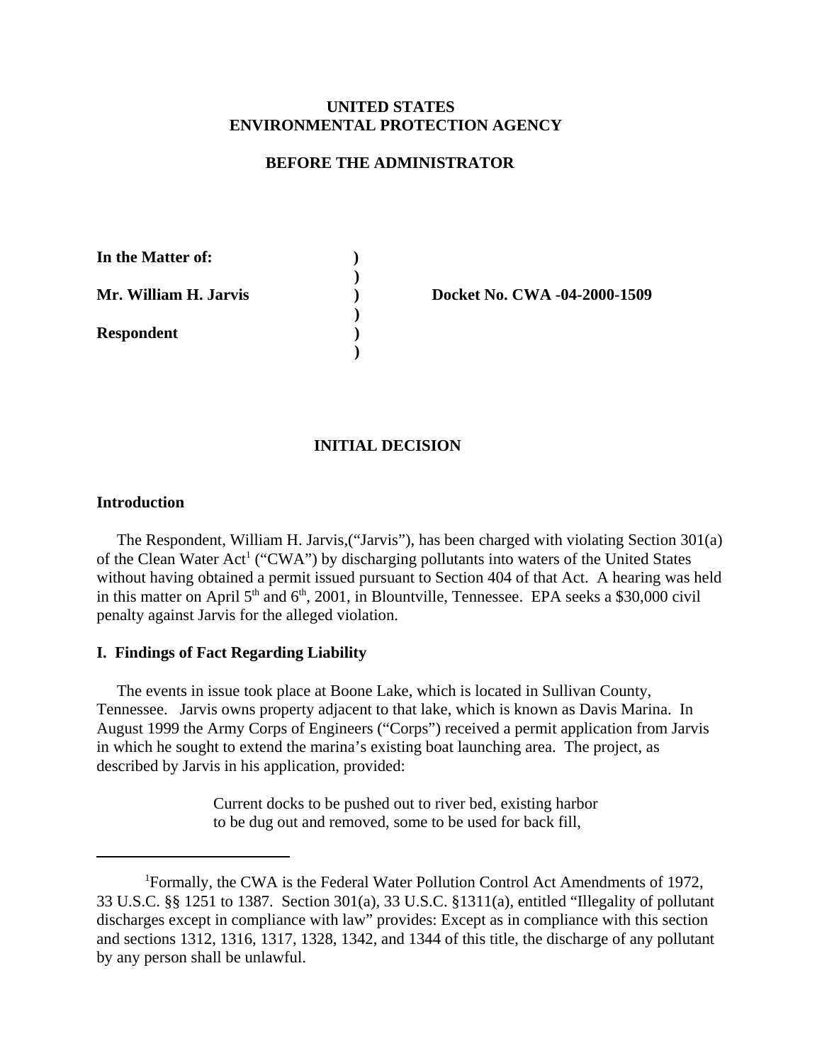**UNITED STATES**
**ENVIRONMENTAL PROTECTION AGENCY**

**BEFORE THE ADMINISTRATOR**

| | | |
|---|---|---|
| **In the Matter of:** | ) | |
| | ) | |
| **Mr. William H. Jarvis** | ) | **Docket No. CWA -04-2000-1509** |
| | ) | |
| **Respondent** | ) | |
| | ) | |

## INITIAL DECISION

### Introduction

The Respondent, William H. Jarvis,("Jarvis"), has been charged with violating Section 301(a) of the Clean Water Act[1] ("CWA") by discharging pollutants into waters of the United States without having obtained a permit issued pursuant to Section 404 of that Act. A hearing was held in this matter on April 5th and 6th, 2001, in Blountville, Tennessee. EPA seeks a $30,000 civil penalty against Jarvis for the alleged violation.

### I. Findings of Fact Regarding Liability

The events in issue took place at Boone Lake, which is located in Sullivan County, Tennessee. Jarvis owns property adjacent to that lake, which is known as Davis Marina. In August 1999 the Army Corps of Engineers ("Corps") received a permit application from Jarvis in which he sought to extend the marina's existing boat launching area. The project, as described by Jarvis in his application, provided:

> Current docks to be pushed out to river bed, existing harbor to be dug out and removed, some to be used for back fill,

---

[1]Formally, the CWA is the Federal Water Pollution Control Act Amendments of 1972, 33 U.S.C. §§ 1251 to 1387. Section 301(a), 33 U.S.C. §1311(a), entitled "Illegality of pollutant discharges except in compliance with law" provides: Except as in compliance with this section and sections 1312, 1316, 1317, 1328, 1342, and 1344 of this title, the discharge of any pollutant by any person shall be unlawful.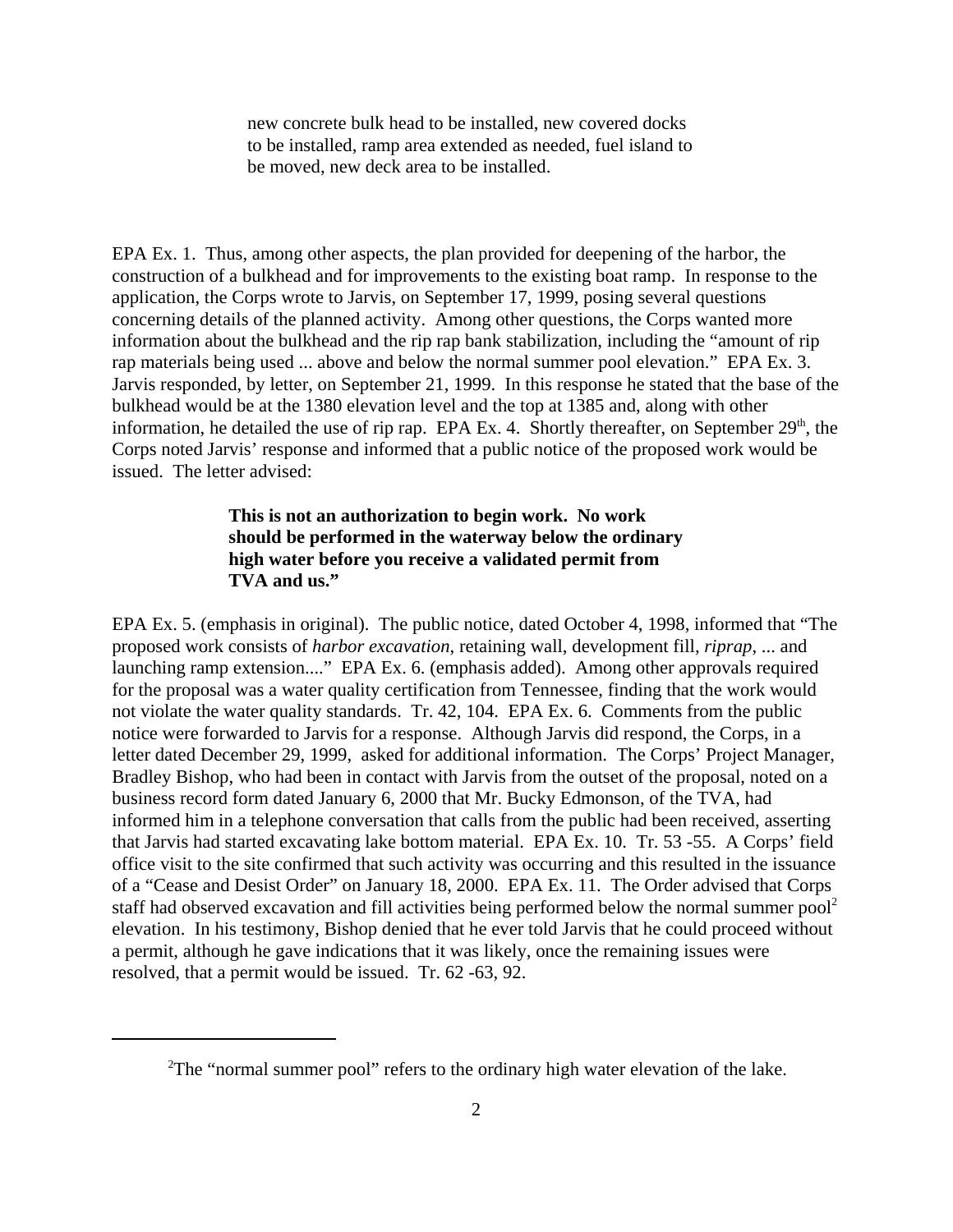> new concrete bulk head to be installed, new covered docks to be installed, ramp area extended as needed, fuel island to be moved, new deck area to be installed.

EPA Ex. 1. Thus, among other aspects, the plan provided for deepening of the harbor, the construction of a bulkhead and for improvements to the existing boat ramp. In response to the application, the Corps wrote to Jarvis, on September 17, 1999, posing several questions concerning details of the planned activity. Among other questions, the Corps wanted more information about the bulkhead and the rip rap bank stabilization, including the "amount of rip rap materials being used ... above and below the normal summer pool elevation." EPA Ex. 3. Jarvis responded, by letter, on September 21, 1999. In this response he stated that the base of the bulkhead would be at the 1380 elevation level and the top at 1385 and, along with other information, he detailed the use of rip rap. EPA Ex. 4. Shortly thereafter, on September 29th, the Corps noted Jarvis' response and informed that a public notice of the proposed work would be issued. The letter advised:

> **This is not an authorization to begin work. No work should be performed in the waterway below the ordinary high water before you receive a validated permit from TVA and us."**

EPA Ex. 5. (emphasis in original). The public notice, dated October 4, 1998, informed that "The proposed work consists of *harbor excavation*, retaining wall, development fill, *riprap*, ... and launching ramp extension...." EPA Ex. 6. (emphasis added). Among other approvals required for the proposal was a water quality certification from Tennessee, finding that the work would not violate the water quality standards. Tr. 42, 104. EPA Ex. 6. Comments from the public notice were forwarded to Jarvis for a response. Although Jarvis did respond, the Corps, in a letter dated December 29, 1999, asked for additional information. The Corps' Project Manager, Bradley Bishop, who had been in contact with Jarvis from the outset of the proposal, noted on a business record form dated January 6, 2000 that Mr. Bucky Edmonson, of the TVA, had informed him in a telephone conversation that calls from the public had been received, asserting that Jarvis had started excavating lake bottom material. EPA Ex. 10. Tr. 53 -55. A Corps' field office visit to the site confirmed that such activity was occurring and this resulted in the issuance of a "Cease and Desist Order" on January 18, 2000. EPA Ex. 11. The Order advised that Corps staff had observed excavation and fill activities being performed below the normal summer pool[2] elevation. In his testimony, Bishop denied that he ever told Jarvis that he could proceed without a permit, although he gave indications that it was likely, once the remaining issues were resolved, that a permit would be issued. Tr. 62 -63, 92.

---

[2]The "normal summer pool" refers to the ordinary high water elevation of the lake.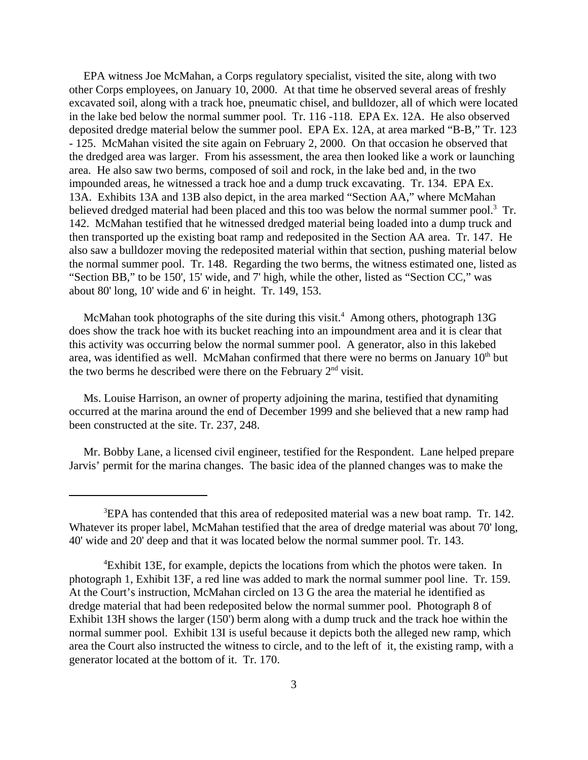EPA witness Joe McMahan, a Corps regulatory specialist, visited the site, along with two other Corps employees, on January 10, 2000. At that time he observed several areas of freshly excavated soil, along with a track hoe, pneumatic chisel, and bulldozer, all of which were located in the lake bed below the normal summer pool. Tr. 116 -118. EPA Ex. 12A. He also observed deposited dredge material below the summer pool. EPA Ex. 12A, at area marked "B-B," Tr. 123 - 125. McMahan visited the site again on February 2, 2000. On that occasion he observed that the dredged area was larger. From his assessment, the area then looked like a work or launching area. He also saw two berms, composed of soil and rock, in the lake bed and, in the two impounded areas, he witnessed a track hoe and a dump truck excavating. Tr. 134. EPA Ex. 13A. Exhibits 13A and 13B also depict, in the area marked "Section AA," where McMahan believed dredged material had been placed and this too was below the normal summer pool.[3] Tr. 142. McMahan testified that he witnessed dredged material being loaded into a dump truck and then transported up the existing boat ramp and redeposited in the Section AA area. Tr. 147. He also saw a bulldozer moving the redeposited material within that section, pushing material below the normal summer pool. Tr. 148. Regarding the two berms, the witness estimated one, listed as "Section BB," to be 150', 15' wide, and 7' high, while the other, listed as "Section CC," was about 80' long, 10' wide and 6' in height. Tr. 149, 153.

McMahan took photographs of the site during this visit.[4] Among others, photograph 13G does show the track hoe with its bucket reaching into an impoundment area and it is clear that this activity was occurring below the normal summer pool. A generator, also in this lakebed area, was identified as well. McMahan confirmed that there were no berms on January 10th but the two berms he described were there on the February 2nd visit.

Ms. Louise Harrison, an owner of property adjoining the marina, testified that dynamiting occurred at the marina around the end of December 1999 and she believed that a new ramp had been constructed at the site. Tr. 237, 248.

Mr. Bobby Lane, a licensed civil engineer, testified for the Respondent. Lane helped prepare Jarvis' permit for the marina changes. The basic idea of the planned changes was to make the

---

[3] EPA has contended that this area of redeposited material was a new boat ramp. Tr. 142. Whatever its proper label, McMahan testified that the area of dredge material was about 70' long, 40' wide and 20' deep and that it was located below the normal summer pool. Tr. 143.

[4] Exhibit 13E, for example, depicts the locations from which the photos were taken. In photograph 1, Exhibit 13F, a red line was added to mark the normal summer pool line. Tr. 159. At the Court's instruction, McMahan circled on 13 G the area the material he identified as dredge material that had been redeposited below the normal summer pool. Photograph 8 of Exhibit 13H shows the larger (150') berm along with a dump truck and the track hoe within the normal summer pool. Exhibit 13I is useful because it depicts both the alleged new ramp, which area the Court also instructed the witness to circle, and to the left of it, the existing ramp, with a generator located at the bottom of it. Tr. 170.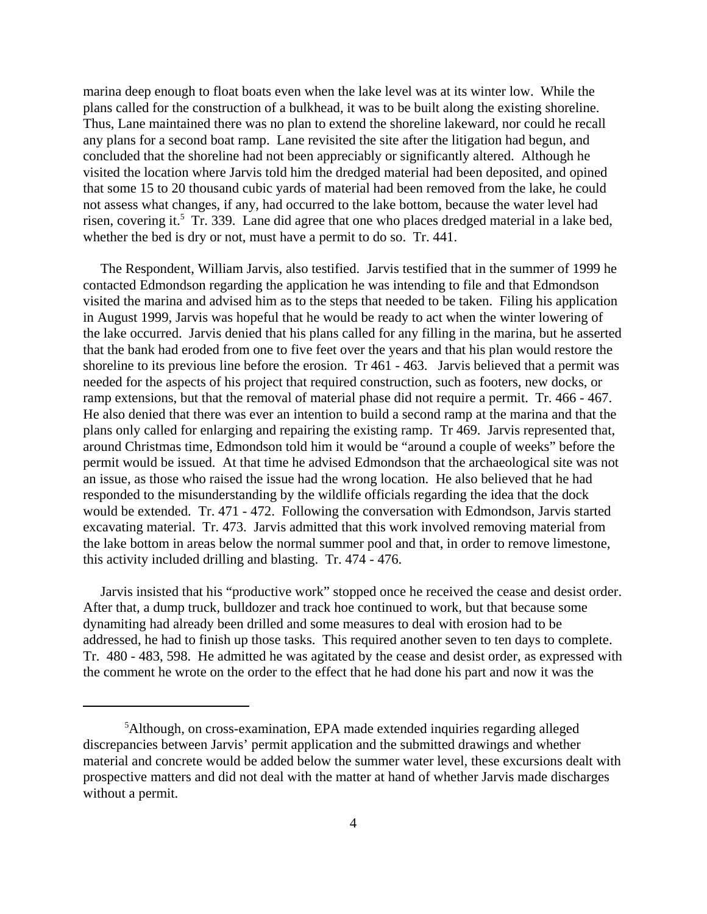marina deep enough to float boats even when the lake level was at its winter low. While the plans called for the construction of a bulkhead, it was to be built along the existing shoreline. Thus, Lane maintained there was no plan to extend the shoreline lakeward, nor could he recall any plans for a second boat ramp. Lane revisited the site after the litigation had begun, and concluded that the shoreline had not been appreciably or significantly altered. Although he visited the location where Jarvis told him the dredged material had been deposited, and opined that some 15 to 20 thousand cubic yards of material had been removed from the lake, he could not assess what changes, if any, had occurred to the lake bottom, because the water level had risen, covering it.[5] Tr. 339. Lane did agree that one who places dredged material in a lake bed, whether the bed is dry or not, must have a permit to do so. Tr. 441.

The Respondent, William Jarvis, also testified. Jarvis testified that in the summer of 1999 he contacted Edmondson regarding the application he was intending to file and that Edmondson visited the marina and advised him as to the steps that needed to be taken. Filing his application in August 1999, Jarvis was hopeful that he would be ready to act when the winter lowering of the lake occurred. Jarvis denied that his plans called for any filling in the marina, but he asserted that the bank had eroded from one to five feet over the years and that his plan would restore the shoreline to its previous line before the erosion. Tr 461 - 463. Jarvis believed that a permit was needed for the aspects of his project that required construction, such as footers, new docks, or ramp extensions, but that the removal of material phase did not require a permit. Tr. 466 - 467. He also denied that there was ever an intention to build a second ramp at the marina and that the plans only called for enlarging and repairing the existing ramp. Tr 469. Jarvis represented that, around Christmas time, Edmondson told him it would be "around a couple of weeks" before the permit would be issued. At that time he advised Edmondson that the archaeological site was not an issue, as those who raised the issue had the wrong location. He also believed that he had responded to the misunderstanding by the wildlife officials regarding the idea that the dock would be extended. Tr. 471 - 472. Following the conversation with Edmondson, Jarvis started excavating material. Tr. 473. Jarvis admitted that this work involved removing material from the lake bottom in areas below the normal summer pool and that, in order to remove limestone, this activity included drilling and blasting. Tr. 474 - 476.

Jarvis insisted that his "productive work" stopped once he received the cease and desist order. After that, a dump truck, bulldozer and track hoe continued to work, but that because some dynamiting had already been drilled and some measures to deal with erosion had to be addressed, he had to finish up those tasks. This required another seven to ten days to complete. Tr. 480 - 483, 598. He admitted he was agitated by the cease and desist order, as expressed with the comment he wrote on the order to the effect that he had done his part and now it was the

[5] Although, on cross-examination, EPA made extended inquiries regarding alleged discrepancies between Jarvis' permit application and the submitted drawings and whether material and concrete would be added below the summer water level, these excursions dealt with prospective matters and did not deal with the matter at hand of whether Jarvis made discharges without a permit.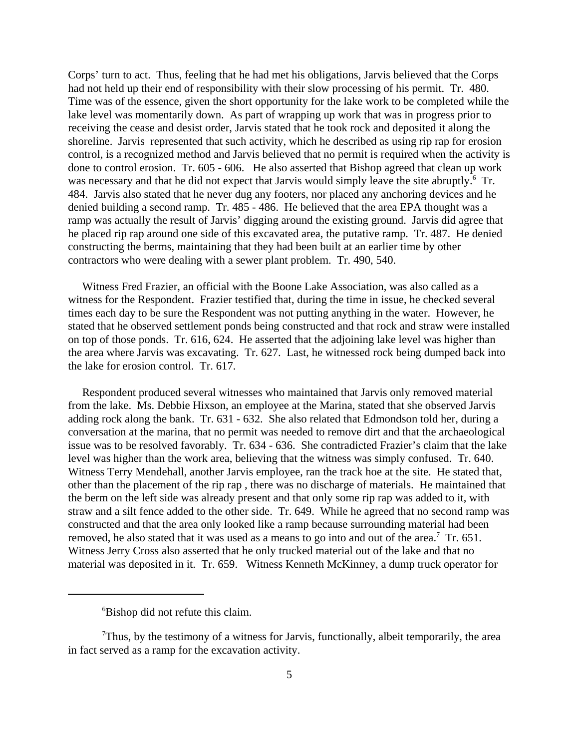Corps' turn to act. Thus, feeling that he had met his obligations, Jarvis believed that the Corps had not held up their end of responsibility with their slow processing of his permit. Tr. 480. Time was of the essence, given the short opportunity for the lake work to be completed while the lake level was momentarily down. As part of wrapping up work that was in progress prior to receiving the cease and desist order, Jarvis stated that he took rock and deposited it along the shoreline. Jarvis represented that such activity, which he described as using rip rap for erosion control, is a recognized method and Jarvis believed that no permit is required when the activity is done to control erosion. Tr. 605 - 606. He also asserted that Bishop agreed that clean up work was necessary and that he did not expect that Jarvis would simply leave the site abruptly.[6] Tr. 484. Jarvis also stated that he never dug any footers, nor placed any anchoring devices and he denied building a second ramp. Tr. 485 - 486. He believed that the area EPA thought was a ramp was actually the result of Jarvis' digging around the existing ground. Jarvis did agree that he placed rip rap around one side of this excavated area, the putative ramp. Tr. 487. He denied constructing the berms, maintaining that they had been built at an earlier time by other contractors who were dealing with a sewer plant problem. Tr. 490, 540.

Witness Fred Frazier, an official with the Boone Lake Association, was also called as a witness for the Respondent. Frazier testified that, during the time in issue, he checked several times each day to be sure the Respondent was not putting anything in the water. However, he stated that he observed settlement ponds being constructed and that rock and straw were installed on top of those ponds. Tr. 616, 624. He asserted that the adjoining lake level was higher than the area where Jarvis was excavating. Tr. 627. Last, he witnessed rock being dumped back into the lake for erosion control. Tr. 617.

Respondent produced several witnesses who maintained that Jarvis only removed material from the lake. Ms. Debbie Hixson, an employee at the Marina, stated that she observed Jarvis adding rock along the bank. Tr. 631 - 632. She also related that Edmondson told her, during a conversation at the marina, that no permit was needed to remove dirt and that the archaeological issue was to be resolved favorably. Tr. 634 - 636. She contradicted Frazier's claim that the lake level was higher than the work area, believing that the witness was simply confused. Tr. 640. Witness Terry Mendehall, another Jarvis employee, ran the track hoe at the site. He stated that, other than the placement of the rip rap , there was no discharge of materials. He maintained that the berm on the left side was already present and that only some rip rap was added to it, with straw and a silt fence added to the other side. Tr. 649. While he agreed that no second ramp was constructed and that the area only looked like a ramp because surrounding material had been removed, he also stated that it was used as a means to go into and out of the area.[7] Tr. 651. Witness Jerry Cross also asserted that he only trucked material out of the lake and that no material was deposited in it. Tr. 659. Witness Kenneth McKinney, a dump truck operator for

---

[6]Bishop did not refute this claim.

[7]Thus, by the testimony of a witness for Jarvis, functionally, albeit temporarily, the area in fact served as a ramp for the excavation activity.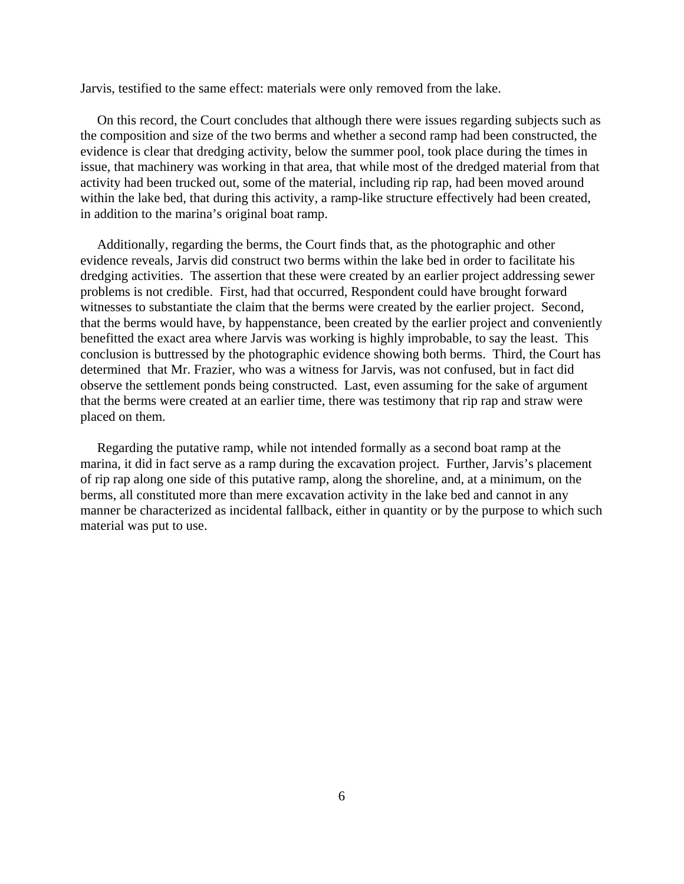Jarvis, testified to the same effect: materials were only removed from the lake.

On this record, the Court concludes that although there were issues regarding subjects such as the composition and size of the two berms and whether a second ramp had been constructed, the evidence is clear that dredging activity, below the summer pool, took place during the times in issue, that machinery was working in that area, that while most of the dredged material from that activity had been trucked out, some of the material, including rip rap, had been moved around within the lake bed, that during this activity, a ramp-like structure effectively had been created, in addition to the marina's original boat ramp.

Additionally, regarding the berms, the Court finds that, as the photographic and other evidence reveals, Jarvis did construct two berms within the lake bed in order to facilitate his dredging activities. The assertion that these were created by an earlier project addressing sewer problems is not credible. First, had that occurred, Respondent could have brought forward witnesses to substantiate the claim that the berms were created by the earlier project. Second, that the berms would have, by happenstance, been created by the earlier project and conveniently benefitted the exact area where Jarvis was working is highly improbable, to say the least. This conclusion is buttressed by the photographic evidence showing both berms. Third, the Court has determined that Mr. Frazier, who was a witness for Jarvis, was not confused, but in fact did observe the settlement ponds being constructed. Last, even assuming for the sake of argument that the berms were created at an earlier time, there was testimony that rip rap and straw were placed on them.

Regarding the putative ramp, while not intended formally as a second boat ramp at the marina, it did in fact serve as a ramp during the excavation project. Further, Jarvis's placement of rip rap along one side of this putative ramp, along the shoreline, and, at a minimum, on the berms, all constituted more than mere excavation activity in the lake bed and cannot in any manner be characterized as incidental fallback, either in quantity or by the purpose to which such material was put to use.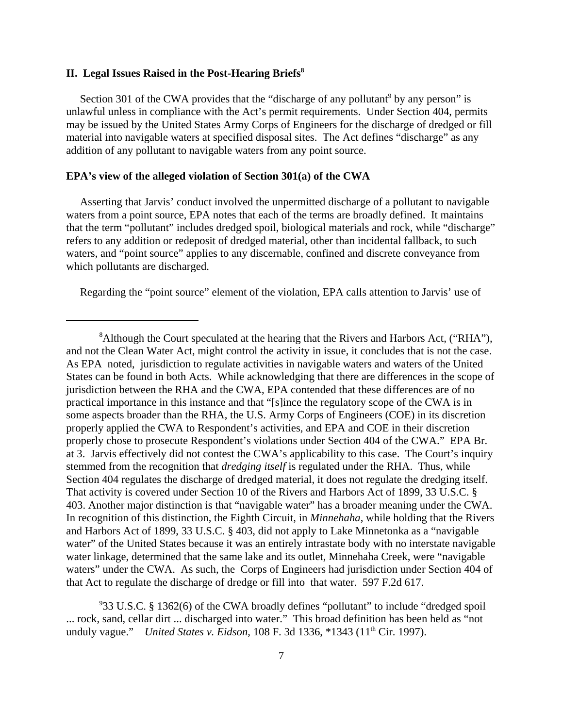## II. Legal Issues Raised in the Post-Hearing Briefs[8]

Section 301 of the CWA provides that the "discharge of any pollutant[9] by any person" is unlawful unless in compliance with the Act's permit requirements. Under Section 404, permits may be issued by the United States Army Corps of Engineers for the discharge of dredged or fill material into navigable waters at specified disposal sites. The Act defines "discharge" as any addition of any pollutant to navigable waters from any point source.

### EPA's view of the alleged violation of Section 301(a) of the CWA

Asserting that Jarvis' conduct involved the unpermitted discharge of a pollutant to navigable waters from a point source, EPA notes that each of the terms are broadly defined. It maintains that the term "pollutant" includes dredged spoil, biological materials and rock, while "discharge" refers to any addition or redeposit of dredged material, other than incidental fallback, to such waters, and "point source" applies to any discernable, confined and discrete conveyance from which pollutants are discharged.

Regarding the "point source" element of the violation, EPA calls attention to Jarvis' use of

---

[8]Although the Court speculated at the hearing that the Rivers and Harbors Act, ("RHA"), and not the Clean Water Act, might control the activity in issue, it concludes that is not the case. As EPA noted, jurisdiction to regulate activities in navigable waters and waters of the United States can be found in both Acts. While acknowledging that there are differences in the scope of jurisdiction between the RHA and the CWA, EPA contended that these differences are of no practical importance in this instance and that "[s]ince the regulatory scope of the CWA is in some aspects broader than the RHA, the U.S. Army Corps of Engineers (COE) in its discretion properly applied the CWA to Respondent's activities, and EPA and COE in their discretion properly chose to prosecute Respondent's violations under Section 404 of the CWA." EPA Br. at 3. Jarvis effectively did not contest the CWA's applicability to this case. The Court's inquiry stemmed from the recognition that *dredging itself* is regulated under the RHA. Thus, while Section 404 regulates the discharge of dredged material, it does not regulate the dredging itself. That activity is covered under Section 10 of the Rivers and Harbors Act of 1899, 33 U.S.C. § 403. Another major distinction is that "navigable water" has a broader meaning under the CWA. In recognition of this distinction, the Eighth Circuit, in *Minnehaha*, while holding that the Rivers and Harbors Act of 1899, 33 U.S.C. § 403, did not apply to Lake Minnetonka as a "navigable water" of the United States because it was an entirely intrastate body with no interstate navigable water linkage, determined that the same lake and its outlet, Minnehaha Creek, were "navigable waters" under the CWA. As such, the Corps of Engineers had jurisdiction under Section 404 of that Act to regulate the discharge of dredge or fill into that water. 597 F.2d 617.

[9]33 U.S.C. § 1362(6) of the CWA broadly defines "pollutant" to include "dredged spoil ... rock, sand, cellar dirt ... discharged into water." This broad definition has been held as "not unduly vague." *United States v. Eidson*, 108 F. 3d 1336, *1343 (11th Cir. 1997).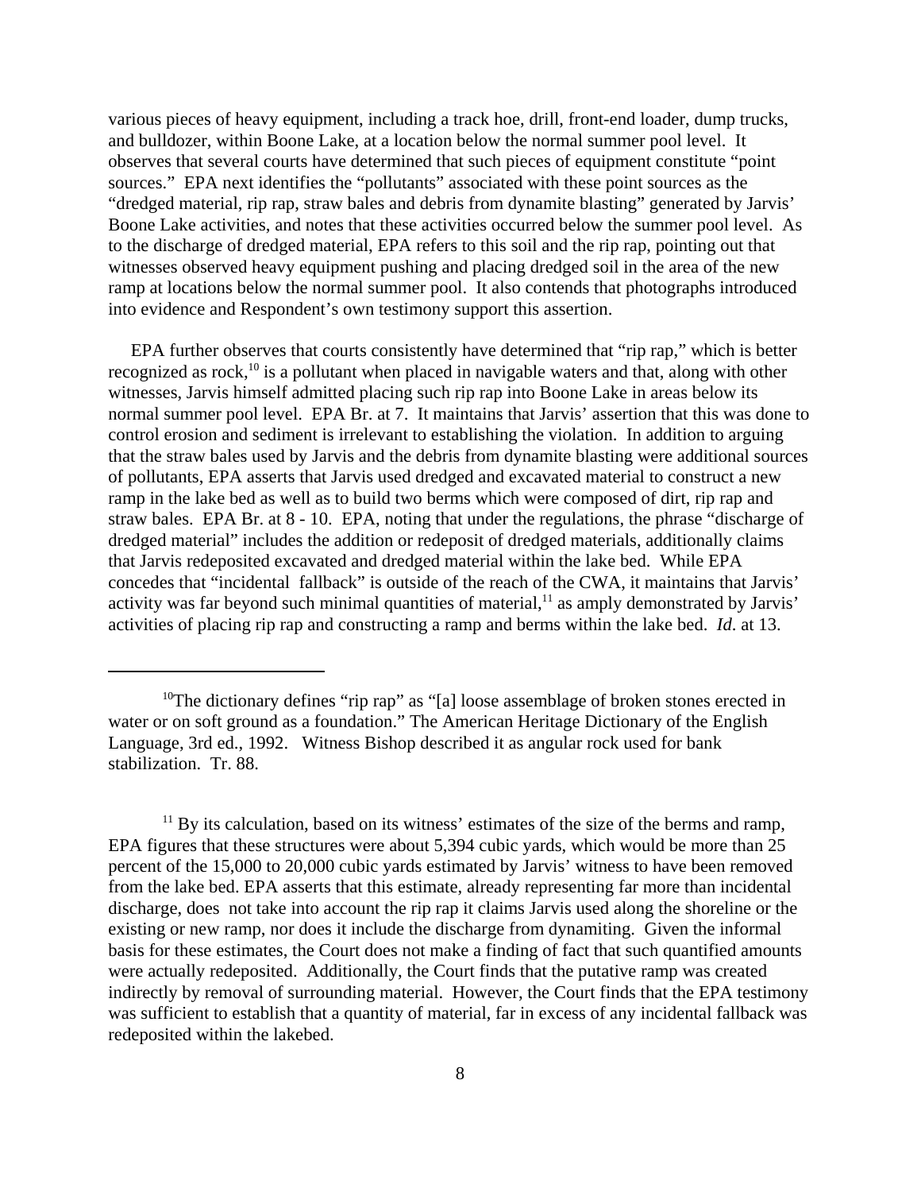various pieces of heavy equipment, including a track hoe, drill, front-end loader, dump trucks, and bulldozer, within Boone Lake, at a location below the normal summer pool level. It observes that several courts have determined that such pieces of equipment constitute "point sources." EPA next identifies the "pollutants" associated with these point sources as the "dredged material, rip rap, straw bales and debris from dynamite blasting" generated by Jarvis' Boone Lake activities, and notes that these activities occurred below the summer pool level. As to the discharge of dredged material, EPA refers to this soil and the rip rap, pointing out that witnesses observed heavy equipment pushing and placing dredged soil in the area of the new ramp at locations below the normal summer pool. It also contends that photographs introduced into evidence and Respondent's own testimony support this assertion.

EPA further observes that courts consistently have determined that "rip rap," which is better recognized as rock,[10] is a pollutant when placed in navigable waters and that, along with other witnesses, Jarvis himself admitted placing such rip rap into Boone Lake in areas below its normal summer pool level. EPA Br. at 7. It maintains that Jarvis' assertion that this was done to control erosion and sediment is irrelevant to establishing the violation. In addition to arguing that the straw bales used by Jarvis and the debris from dynamite blasting were additional sources of pollutants, EPA asserts that Jarvis used dredged and excavated material to construct a new ramp in the lake bed as well as to build two berms which were composed of dirt, rip rap and straw bales. EPA Br. at 8 - 10. EPA, noting that under the regulations, the phrase "discharge of dredged material" includes the addition or redeposit of dredged materials, additionally claims that Jarvis redeposited excavated and dredged material within the lake bed. While EPA concedes that "incidental fallback" is outside of the reach of the CWA, it maintains that Jarvis' activity was far beyond such minimal quantities of material,[11] as amply demonstrated by Jarvis' activities of placing rip rap and constructing a ramp and berms within the lake bed. *Id*. at 13.

---

[10]The dictionary defines "rip rap" as "[a] loose assemblage of broken stones erected in water or on soft ground as a foundation." The American Heritage Dictionary of the English Language, 3rd ed., 1992. Witness Bishop described it as angular rock used for bank stabilization. Tr. 88.

[11] By its calculation, based on its witness' estimates of the size of the berms and ramp, EPA figures that these structures were about 5,394 cubic yards, which would be more than 25 percent of the 15,000 to 20,000 cubic yards estimated by Jarvis' witness to have been removed from the lake bed. EPA asserts that this estimate, already representing far more than incidental discharge, does not take into account the rip rap it claims Jarvis used along the shoreline or the existing or new ramp, nor does it include the discharge from dynamiting. Given the informal basis for these estimates, the Court does not make a finding of fact that such quantified amounts were actually redeposited. Additionally, the Court finds that the putative ramp was created indirectly by removal of surrounding material. However, the Court finds that the EPA testimony was sufficient to establish that a quantity of material, far in excess of any incidental fallback was redeposited within the lakebed.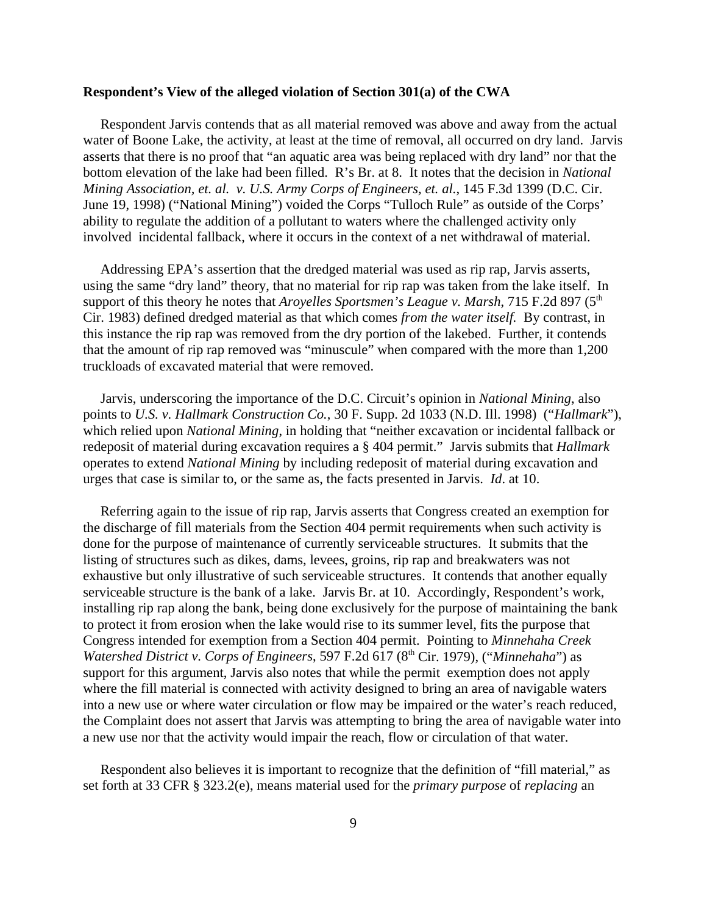**Respondent's View of the alleged violation of Section 301(a) of the CWA**

Respondent Jarvis contends that as all material removed was above and away from the actual water of Boone Lake, the activity, at least at the time of removal, all occurred on dry land. Jarvis asserts that there is no proof that "an aquatic area was being replaced with dry land" nor that the bottom elevation of the lake had been filled. R's Br. at 8. It notes that the decision in *National Mining Association, et. al. v. U.S. Army Corps of Engineers, et. al.*, 145 F.3d 1399 (D.C. Cir. June 19, 1998) ("National Mining") voided the Corps "Tulloch Rule" as outside of the Corps' ability to regulate the addition of a pollutant to waters where the challenged activity only involved incidental fallback, where it occurs in the context of a net withdrawal of material.

Addressing EPA's assertion that the dredged material was used as rip rap, Jarvis asserts, using the same "dry land" theory, that no material for rip rap was taken from the lake itself. In support of this theory he notes that *Aroyelles Sportsmen's League v. Marsh*, 715 F.2d 897 (5th Cir. 1983) defined dredged material as that which comes *from the water itself.* By contrast, in this instance the rip rap was removed from the dry portion of the lakebed. Further, it contends that the amount of rip rap removed was "minuscule" when compared with the more than 1,200 truckloads of excavated material that were removed.

Jarvis, underscoring the importance of the D.C. Circuit's opinion in *National Mining*, also points to *U.S. v. Hallmark Construction Co.*, 30 F. Supp. 2d 1033 (N.D. Ill. 1998) ("*Hallmark*"), which relied upon *National Mining*, in holding that "neither excavation or incidental fallback or redeposit of material during excavation requires a § 404 permit." Jarvis submits that *Hallmark* operates to extend *National Mining* by including redeposit of material during excavation and urges that case is similar to, or the same as, the facts presented in Jarvis. *Id*. at 10.

Referring again to the issue of rip rap, Jarvis asserts that Congress created an exemption for the discharge of fill materials from the Section 404 permit requirements when such activity is done for the purpose of maintenance of currently serviceable structures. It submits that the listing of structures such as dikes, dams, levees, groins, rip rap and breakwaters was not exhaustive but only illustrative of such serviceable structures. It contends that another equally serviceable structure is the bank of a lake. Jarvis Br. at 10. Accordingly, Respondent's work, installing rip rap along the bank, being done exclusively for the purpose of maintaining the bank to protect it from erosion when the lake would rise to its summer level, fits the purpose that Congress intended for exemption from a Section 404 permit. Pointing to *Minnehaha Creek Watershed District v. Corps of Engineers*, 597 F.2d 617 (8th Cir. 1979), ("*Minnehaha*") as support for this argument, Jarvis also notes that while the permit exemption does not apply where the fill material is connected with activity designed to bring an area of navigable waters into a new use or where water circulation or flow may be impaired or the water's reach reduced, the Complaint does not assert that Jarvis was attempting to bring the area of navigable water into a new use nor that the activity would impair the reach, flow or circulation of that water.

Respondent also believes it is important to recognize that the definition of "fill material," as set forth at 33 CFR § 323.2(e), means material used for the *primary purpose* of *replacing* an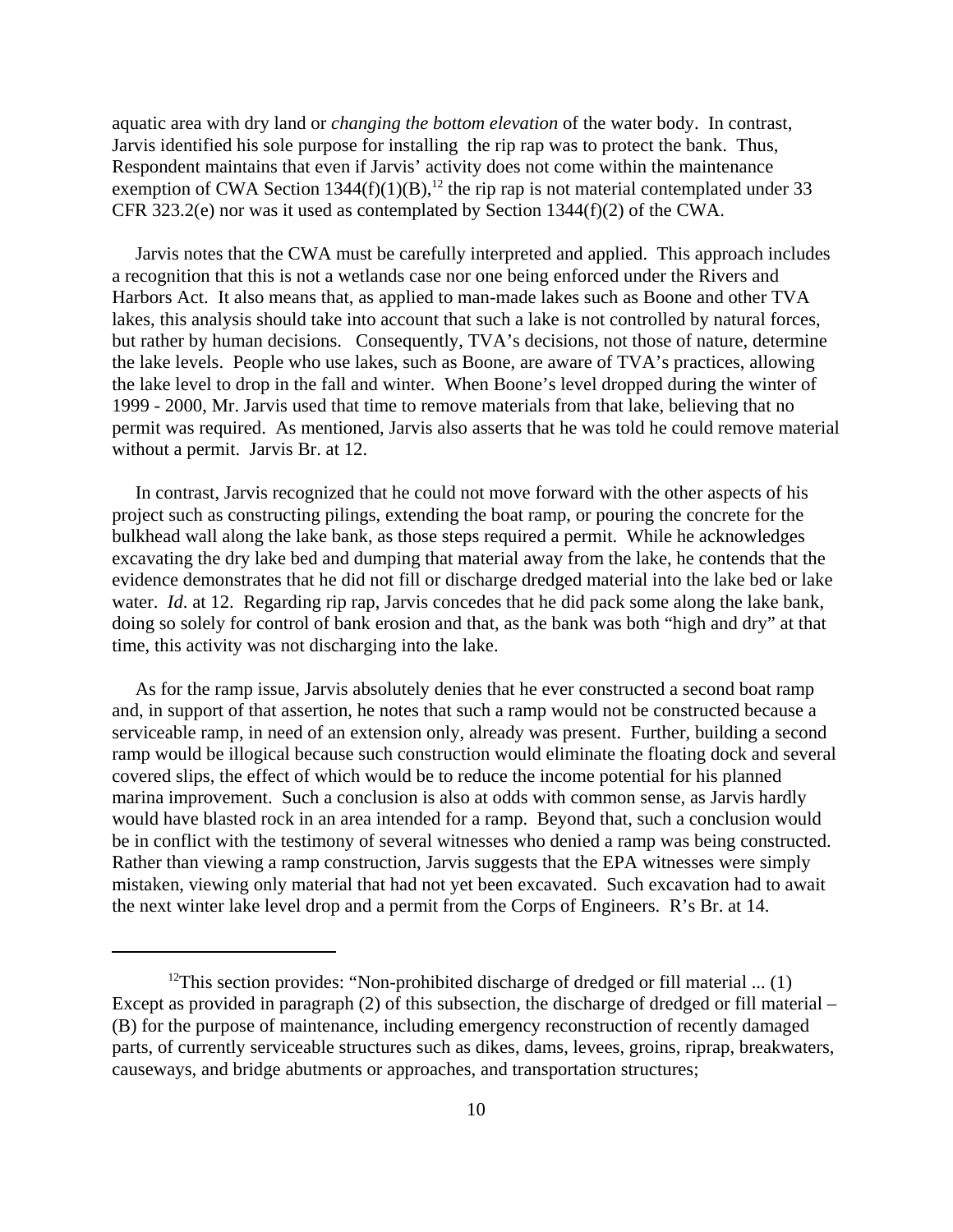aquatic area with dry land or *changing the bottom elevation* of the water body. In contrast, Jarvis identified his sole purpose for installing the rip rap was to protect the bank. Thus, Respondent maintains that even if Jarvis' activity does not come within the maintenance exemption of CWA Section 1344(f)(1)(B),[12] the rip rap is not material contemplated under 33 CFR 323.2(e) nor was it used as contemplated by Section 1344(f)(2) of the CWA.

Jarvis notes that the CWA must be carefully interpreted and applied. This approach includes a recognition that this is not a wetlands case nor one being enforced under the Rivers and Harbors Act. It also means that, as applied to man-made lakes such as Boone and other TVA lakes, this analysis should take into account that such a lake is not controlled by natural forces, but rather by human decisions. Consequently, TVA's decisions, not those of nature, determine the lake levels. People who use lakes, such as Boone, are aware of TVA's practices, allowing the lake level to drop in the fall and winter. When Boone's level dropped during the winter of 1999 - 2000, Mr. Jarvis used that time to remove materials from that lake, believing that no permit was required. As mentioned, Jarvis also asserts that he was told he could remove material without a permit. Jarvis Br. at 12.

In contrast, Jarvis recognized that he could not move forward with the other aspects of his project such as constructing pilings, extending the boat ramp, or pouring the concrete for the bulkhead wall along the lake bank, as those steps required a permit. While he acknowledges excavating the dry lake bed and dumping that material away from the lake, he contends that the evidence demonstrates that he did not fill or discharge dredged material into the lake bed or lake water. *Id*. at 12. Regarding rip rap, Jarvis concedes that he did pack some along the lake bank, doing so solely for control of bank erosion and that, as the bank was both "high and dry" at that time, this activity was not discharging into the lake.

As for the ramp issue, Jarvis absolutely denies that he ever constructed a second boat ramp and, in support of that assertion, he notes that such a ramp would not be constructed because a serviceable ramp, in need of an extension only, already was present. Further, building a second ramp would be illogical because such construction would eliminate the floating dock and several covered slips, the effect of which would be to reduce the income potential for his planned marina improvement. Such a conclusion is also at odds with common sense, as Jarvis hardly would have blasted rock in an area intended for a ramp. Beyond that, such a conclusion would be in conflict with the testimony of several witnesses who denied a ramp was being constructed. Rather than viewing a ramp construction, Jarvis suggests that the EPA witnesses were simply mistaken, viewing only material that had not yet been excavated. Such excavation had to await the next winter lake level drop and a permit from the Corps of Engineers. R's Br. at 14.

---

[12] This section provides: "Non-prohibited discharge of dredged or fill material ... (1) Except as provided in paragraph (2) of this subsection, the discharge of dredged or fill material – (B) for the purpose of maintenance, including emergency reconstruction of recently damaged parts, of currently serviceable structures such as dikes, dams, levees, groins, riprap, breakwaters, causeways, and bridge abutments or approaches, and transportation structures;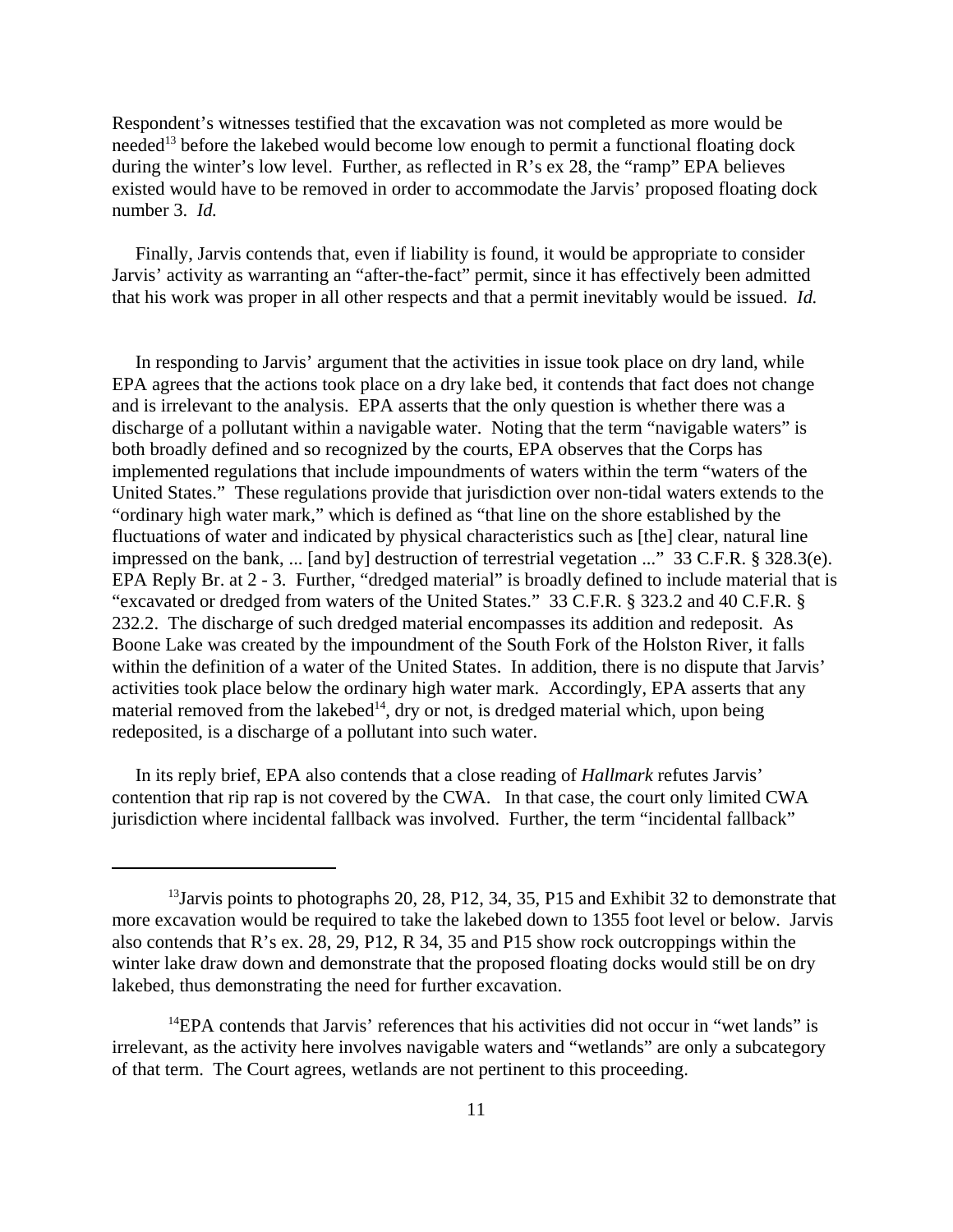Respondent's witnesses testified that the excavation was not completed as more would be needed[13] before the lakebed would become low enough to permit a functional floating dock during the winter's low level. Further, as reflected in R's ex 28, the "ramp" EPA believes existed would have to be removed in order to accommodate the Jarvis' proposed floating dock number 3. *Id.*

Finally, Jarvis contends that, even if liability is found, it would be appropriate to consider Jarvis' activity as warranting an "after-the-fact" permit, since it has effectively been admitted that his work was proper in all other respects and that a permit inevitably would be issued. *Id.*

In responding to Jarvis' argument that the activities in issue took place on dry land, while EPA agrees that the actions took place on a dry lake bed, it contends that fact does not change and is irrelevant to the analysis. EPA asserts that the only question is whether there was a discharge of a pollutant within a navigable water. Noting that the term "navigable waters" is both broadly defined and so recognized by the courts, EPA observes that the Corps has implemented regulations that include impoundments of waters within the term "waters of the United States." These regulations provide that jurisdiction over non-tidal waters extends to the "ordinary high water mark," which is defined as "that line on the shore established by the fluctuations of water and indicated by physical characteristics such as [the] clear, natural line impressed on the bank, ... [and by] destruction of terrestrial vegetation ..." 33 C.F.R. § 328.3(e). EPA Reply Br. at 2 - 3. Further, "dredged material" is broadly defined to include material that is "excavated or dredged from waters of the United States." 33 C.F.R. § 323.2 and 40 C.F.R. § 232.2. The discharge of such dredged material encompasses its addition and redeposit. As Boone Lake was created by the impoundment of the South Fork of the Holston River, it falls within the definition of a water of the United States. In addition, there is no dispute that Jarvis' activities took place below the ordinary high water mark. Accordingly, EPA asserts that any material removed from the lakebed[14], dry or not, is dredged material which, upon being redeposited, is a discharge of a pollutant into such water.

In its reply brief, EPA also contends that a close reading of *Hallmark* refutes Jarvis' contention that rip rap is not covered by the CWA. In that case, the court only limited CWA jurisdiction where incidental fallback was involved. Further, the term "incidental fallback"

---

[13] Jarvis points to photographs 20, 28, P12, 34, 35, P15 and Exhibit 32 to demonstrate that more excavation would be required to take the lakebed down to 1355 foot level or below. Jarvis also contends that R's ex. 28, 29, P12, R 34, 35 and P15 show rock outcroppings within the winter lake draw down and demonstrate that the proposed floating docks would still be on dry lakebed, thus demonstrating the need for further excavation.

[14] EPA contends that Jarvis' references that his activities did not occur in "wet lands" is irrelevant, as the activity here involves navigable waters and "wetlands" are only a subcategory of that term. The Court agrees, wetlands are not pertinent to this proceeding.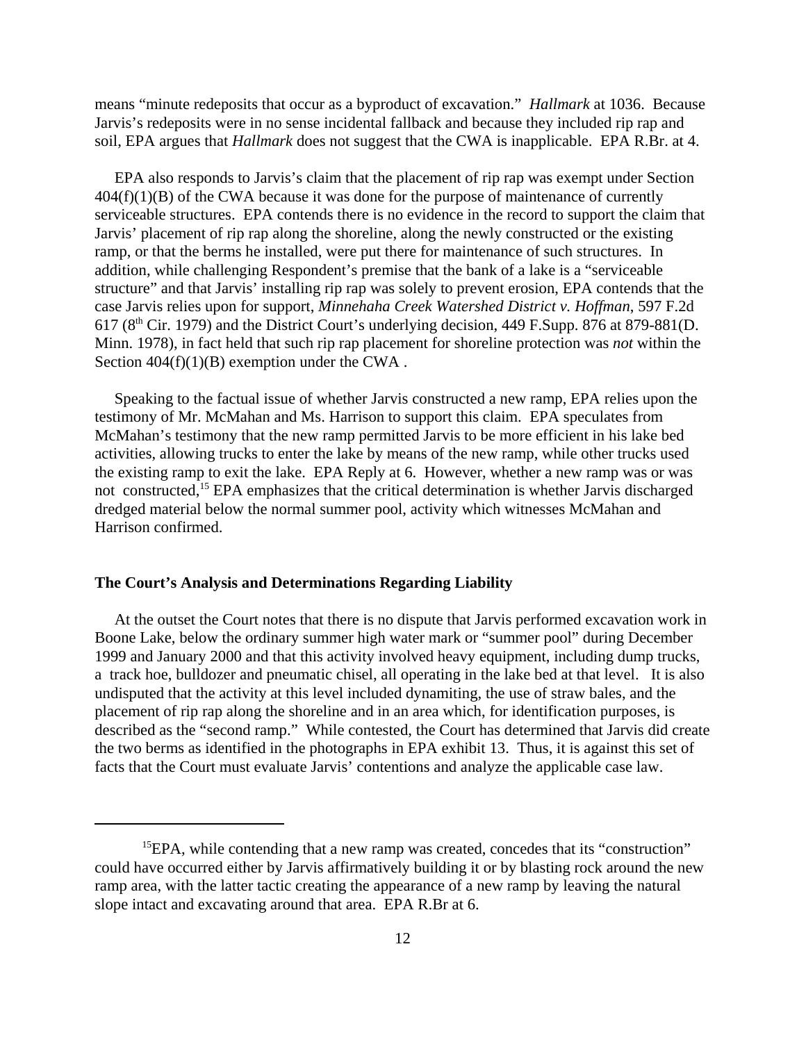means "minute redeposits that occur as a byproduct of excavation." *Hallmark* at 1036. Because Jarvis's redeposits were in no sense incidental fallback and because they included rip rap and soil, EPA argues that *Hallmark* does not suggest that the CWA is inapplicable. EPA R.Br. at 4.

EPA also responds to Jarvis's claim that the placement of rip rap was exempt under Section 404(f)(1)(B) of the CWA because it was done for the purpose of maintenance of currently serviceable structures. EPA contends there is no evidence in the record to support the claim that Jarvis' placement of rip rap along the shoreline, along the newly constructed or the existing ramp, or that the berms he installed, were put there for maintenance of such structures. In addition, while challenging Respondent's premise that the bank of a lake is a "serviceable structure" and that Jarvis' installing rip rap was solely to prevent erosion, EPA contends that the case Jarvis relies upon for support, *Minnehaha Creek Watershed District v. Hoffman*, 597 F.2d 617 (8th Cir. 1979) and the District Court's underlying decision, 449 F.Supp. 876 at 879-881(D. Minn. 1978), in fact held that such rip rap placement for shoreline protection was *not* within the Section 404(f)(1)(B) exemption under the CWA .

Speaking to the factual issue of whether Jarvis constructed a new ramp, EPA relies upon the testimony of Mr. McMahan and Ms. Harrison to support this claim. EPA speculates from McMahan's testimony that the new ramp permitted Jarvis to be more efficient in his lake bed activities, allowing trucks to enter the lake by means of the new ramp, while other trucks used the existing ramp to exit the lake. EPA Reply at 6. However, whether a new ramp was or was not constructed,[15] EPA emphasizes that the critical determination is whether Jarvis discharged dredged material below the normal summer pool, activity which witnesses McMahan and Harrison confirmed.

**The Court's Analysis and Determinations Regarding Liability**

At the outset the Court notes that there is no dispute that Jarvis performed excavation work in Boone Lake, below the ordinary summer high water mark or "summer pool" during December 1999 and January 2000 and that this activity involved heavy equipment, including dump trucks, a track hoe, bulldozer and pneumatic chisel, all operating in the lake bed at that level. It is also undisputed that the activity at this level included dynamiting, the use of straw bales, and the placement of rip rap along the shoreline and in an area which, for identification purposes, is described as the "second ramp." While contested, the Court has determined that Jarvis did create the two berms as identified in the photographs in EPA exhibit 13. Thus, it is against this set of facts that the Court must evaluate Jarvis' contentions and analyze the applicable case law.

[15]EPA, while contending that a new ramp was created, concedes that its "construction" could have occurred either by Jarvis affirmatively building it or by blasting rock around the new ramp area, with the latter tactic creating the appearance of a new ramp by leaving the natural slope intact and excavating around that area. EPA R.Br at 6.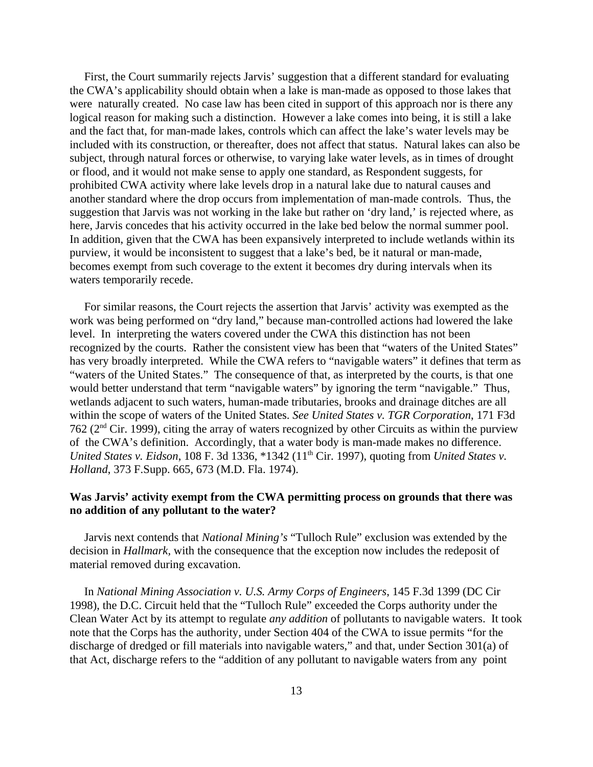First, the Court summarily rejects Jarvis' suggestion that a different standard for evaluating the CWA's applicability should obtain when a lake is man-made as opposed to those lakes that were naturally created. No case law has been cited in support of this approach nor is there any logical reason for making such a distinction. However a lake comes into being, it is still a lake and the fact that, for man-made lakes, controls which can affect the lake's water levels may be included with its construction, or thereafter, does not affect that status. Natural lakes can also be subject, through natural forces or otherwise, to varying lake water levels, as in times of drought or flood, and it would not make sense to apply one standard, as Respondent suggests, for prohibited CWA activity where lake levels drop in a natural lake due to natural causes and another standard where the drop occurs from implementation of man-made controls. Thus, the suggestion that Jarvis was not working in the lake but rather on 'dry land,' is rejected where, as here, Jarvis concedes that his activity occurred in the lake bed below the normal summer pool. In addition, given that the CWA has been expansively interpreted to include wetlands within its purview, it would be inconsistent to suggest that a lake's bed, be it natural or man-made, becomes exempt from such coverage to the extent it becomes dry during intervals when its waters temporarily recede.

For similar reasons, the Court rejects the assertion that Jarvis' activity was exempted as the work was being performed on "dry land," because man-controlled actions had lowered the lake level. In interpreting the waters covered under the CWA this distinction has not been recognized by the courts. Rather the consistent view has been that "waters of the United States" has very broadly interpreted. While the CWA refers to "navigable waters" it defines that term as "waters of the United States." The consequence of that, as interpreted by the courts, is that one would better understand that term "navigable waters" by ignoring the term "navigable." Thus, wetlands adjacent to such waters, human-made tributaries, brooks and drainage ditches are all within the scope of waters of the United States. *See United States v. TGR Corporation*, 171 F3d 762 (2nd Cir. 1999), citing the array of waters recognized by other Circuits as within the purview of the CWA's definition. Accordingly, that a water body is man-made makes no difference. *United States v. Eidson*, 108 F. 3d 1336, *1342 (11th Cir. 1997), quoting from *United States v. Holland*, 373 F.Supp. 665, 673 (M.D. Fla. 1974).

**Was Jarvis' activity exempt from the CWA permitting process on grounds that there was no addition of any pollutant to the water?**

Jarvis next contends that *National Mining's* "Tulloch Rule" exclusion was extended by the decision in *Hallmark*, with the consequence that the exception now includes the redeposit of material removed during excavation.

In *National Mining Association v. U.S. Army Corps of Engineers*, 145 F.3d 1399 (DC Cir 1998), the D.C. Circuit held that the "Tulloch Rule" exceeded the Corps authority under the Clean Water Act by its attempt to regulate *any addition* of pollutants to navigable waters. It took note that the Corps has the authority, under Section 404 of the CWA to issue permits "for the discharge of dredged or fill materials into navigable waters," and that, under Section 301(a) of that Act, discharge refers to the "addition of any pollutant to navigable waters from any point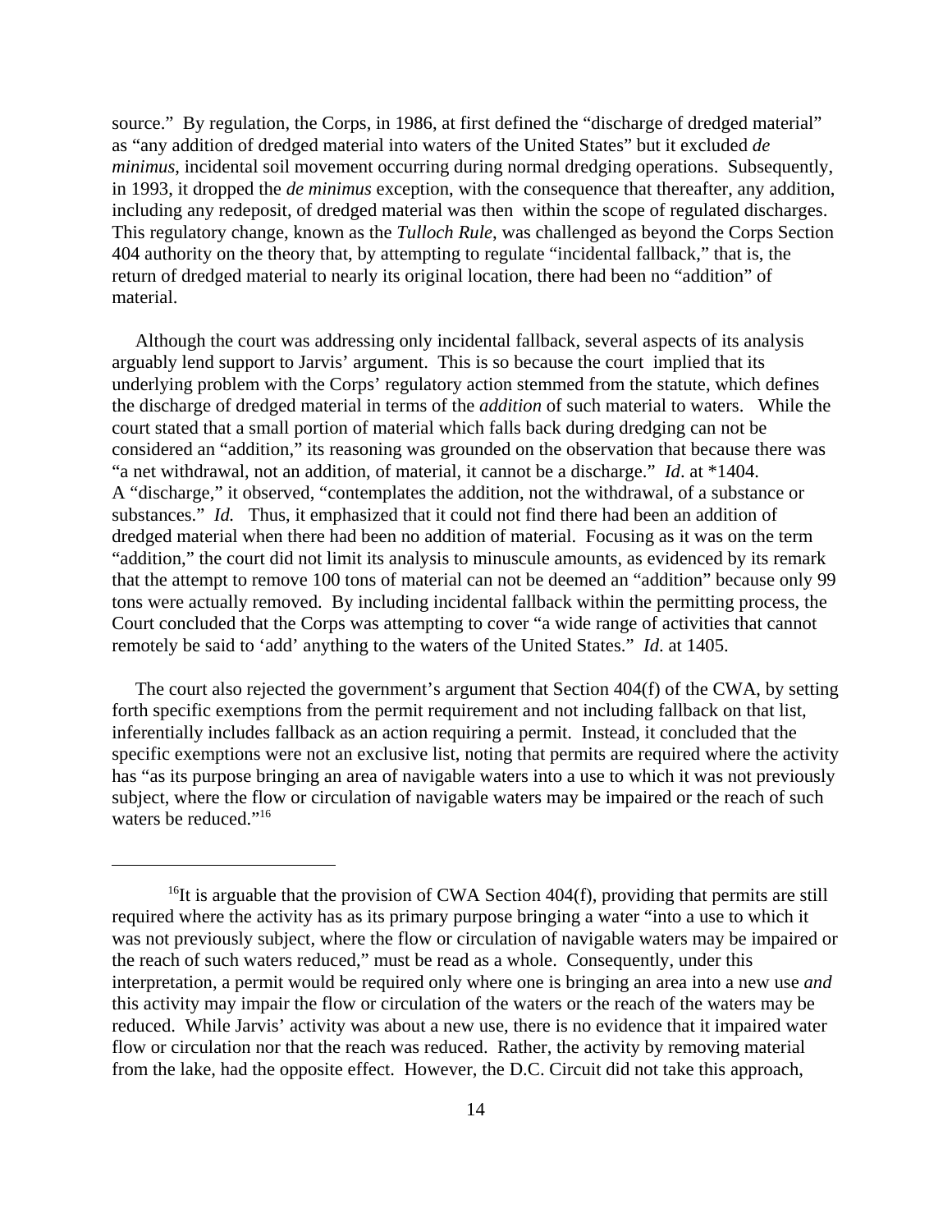source." By regulation, the Corps, in 1986, at first defined the "discharge of dredged material" as "any addition of dredged material into waters of the United States" but it excluded *de minimus*, incidental soil movement occurring during normal dredging operations. Subsequently, in 1993, it dropped the *de minimus* exception, with the consequence that thereafter, any addition, including any redeposit, of dredged material was then within the scope of regulated discharges. This regulatory change, known as the *Tulloch Rule*, was challenged as beyond the Corps Section 404 authority on the theory that, by attempting to regulate "incidental fallback," that is, the return of dredged material to nearly its original location, there had been no "addition" of material.

Although the court was addressing only incidental fallback, several aspects of its analysis arguably lend support to Jarvis' argument. This is so because the court implied that its underlying problem with the Corps' regulatory action stemmed from the statute, which defines the discharge of dredged material in terms of the *addition* of such material to waters. While the court stated that a small portion of material which falls back during dredging can not be considered an "addition," its reasoning was grounded on the observation that because there was "a net withdrawal, not an addition, of material, it cannot be a discharge." *Id*. at *1404. A "discharge," it observed, "contemplates the addition, not the withdrawal, of a substance or substances." *Id.* Thus, it emphasized that it could not find there had been an addition of dredged material when there had been no addition of material. Focusing as it was on the term "addition," the court did not limit its analysis to minuscule amounts, as evidenced by its remark that the attempt to remove 100 tons of material can not be deemed an "addition" because only 99 tons were actually removed. By including incidental fallback within the permitting process, the Court concluded that the Corps was attempting to cover "a wide range of activities that cannot remotely be said to 'add' anything to the waters of the United States." *Id*. at 1405.

The court also rejected the government's argument that Section 404(f) of the CWA, by setting forth specific exemptions from the permit requirement and not including fallback on that list, inferentially includes fallback as an action requiring a permit. Instead, it concluded that the specific exemptions were not an exclusive list, noting that permits are required where the activity has "as its purpose bringing an area of navigable waters into a use to which it was not previously subject, where the flow or circulation of navigable waters may be impaired or the reach of such waters be reduced."[16]

---

[16]It is arguable that the provision of CWA Section 404(f), providing that permits are still required where the activity has as its primary purpose bringing a water "into a use to which it was not previously subject, where the flow or circulation of navigable waters may be impaired or the reach of such waters reduced," must be read as a whole. Consequently, under this interpretation, a permit would be required only where one is bringing an area into a new use *and* this activity may impair the flow or circulation of the waters or the reach of the waters may be reduced. While Jarvis' activity was about a new use, there is no evidence that it impaired water flow or circulation nor that the reach was reduced. Rather, the activity by removing material from the lake, had the opposite effect. However, the D.C. Circuit did not take this approach,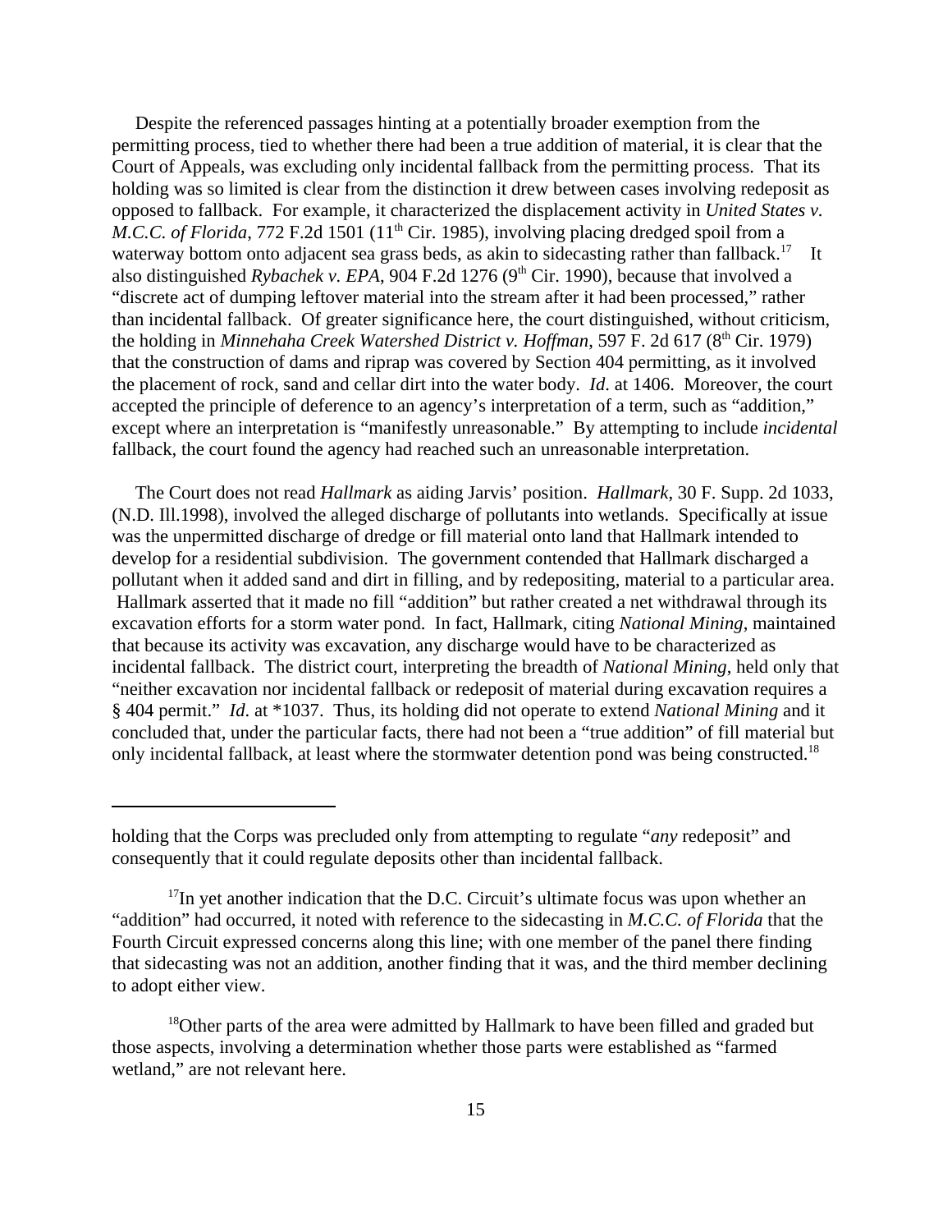Despite the referenced passages hinting at a potentially broader exemption from the permitting process, tied to whether there had been a true addition of material, it is clear that the Court of Appeals, was excluding only incidental fallback from the permitting process. That its holding was so limited is clear from the distinction it drew between cases involving redeposit as opposed to fallback. For example, it characterized the displacement activity in *United States v. M.C.C. of Florida*, 772 F.2d 1501 (11th Cir. 1985), involving placing dredged spoil from a waterway bottom onto adjacent sea grass beds, as akin to sidecasting rather than fallback.[17] It also distinguished *Rybachek v. EPA*, 904 F.2d 1276 (9th Cir. 1990), because that involved a "discrete act of dumping leftover material into the stream after it had been processed," rather than incidental fallback. Of greater significance here, the court distinguished, without criticism, the holding in *Minnehaha Creek Watershed District v. Hoffman*, 597 F. 2d 617 (8th Cir. 1979) that the construction of dams and riprap was covered by Section 404 permitting, as it involved the placement of rock, sand and cellar dirt into the water body. *Id*. at 1406. Moreover, the court accepted the principle of deference to an agency's interpretation of a term, such as "addition," except where an interpretation is "manifestly unreasonable." By attempting to include *incidental* fallback, the court found the agency had reached such an unreasonable interpretation.

The Court does not read *Hallmark* as aiding Jarvis' position. *Hallmark*, 30 F. Supp. 2d 1033, (N.D. Ill.1998), involved the alleged discharge of pollutants into wetlands. Specifically at issue was the unpermitted discharge of dredge or fill material onto land that Hallmark intended to develop for a residential subdivision. The government contended that Hallmark discharged a pollutant when it added sand and dirt in filling, and by redepositing, material to a particular area. Hallmark asserted that it made no fill "addition" but rather created a net withdrawal through its excavation efforts for a storm water pond. In fact, Hallmark, citing *National Mining*, maintained that because its activity was excavation, any discharge would have to be characterized as incidental fallback. The district court, interpreting the breadth of *National Mining*, held only that "neither excavation nor incidental fallback or redeposit of material during excavation requires a § 404 permit." *Id*. at *1037. Thus, its holding did not operate to extend *National Mining* and it concluded that, under the particular facts, there had not been a "true addition" of fill material but only incidental fallback, at least where the stormwater detention pond was being constructed.[18]

---

holding that the Corps was precluded only from attempting to regulate "*any* redeposit" and consequently that it could regulate deposits other than incidental fallback.

[17]In yet another indication that the D.C. Circuit's ultimate focus was upon whether an "addition" had occurred, it noted with reference to the sidecasting in *M.C.C. of Florida* that the Fourth Circuit expressed concerns along this line; with one member of the panel there finding that sidecasting was not an addition, another finding that it was, and the third member declining to adopt either view.

[18]Other parts of the area were admitted by Hallmark to have been filled and graded but those aspects, involving a determination whether those parts were established as "farmed wetland," are not relevant here.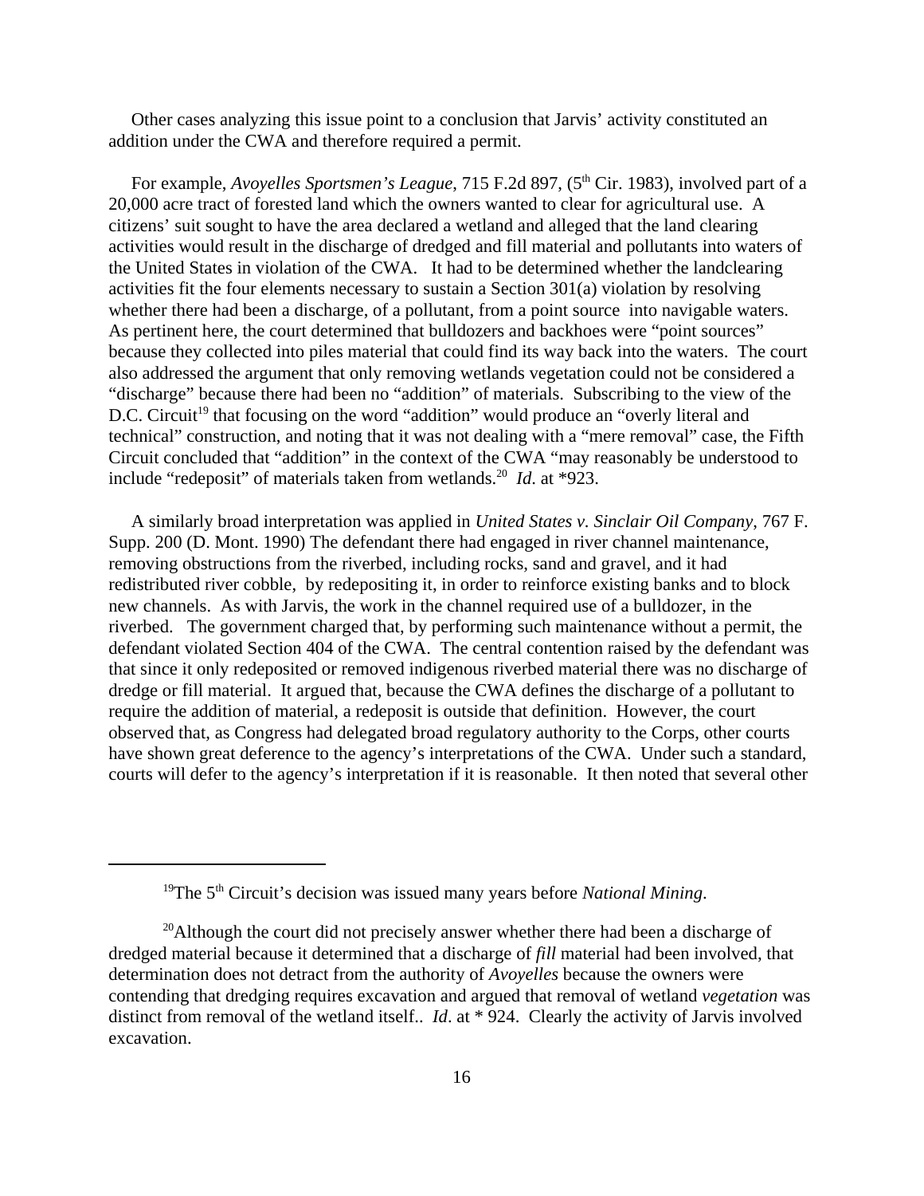Other cases analyzing this issue point to a conclusion that Jarvis' activity constituted an addition under the CWA and therefore required a permit.

For example, *Avoyelles Sportsmen's League*, 715 F.2d 897, (5th Cir. 1983), involved part of a 20,000 acre tract of forested land which the owners wanted to clear for agricultural use. A citizens' suit sought to have the area declared a wetland and alleged that the land clearing activities would result in the discharge of dredged and fill material and pollutants into waters of the United States in violation of the CWA. It had to be determined whether the landclearing activities fit the four elements necessary to sustain a Section 301(a) violation by resolving whether there had been a discharge, of a pollutant, from a point source into navigable waters. As pertinent here, the court determined that bulldozers and backhoes were "point sources" because they collected into piles material that could find its way back into the waters. The court also addressed the argument that only removing wetlands vegetation could not be considered a "discharge" because there had been no "addition" of materials. Subscribing to the view of the D.C. Circuit[19] that focusing on the word "addition" would produce an "overly literal and technical" construction, and noting that it was not dealing with a "mere removal" case, the Fifth Circuit concluded that "addition" in the context of the CWA "may reasonably be understood to include "redeposit" of materials taken from wetlands.[20] *Id*. at *923.

A similarly broad interpretation was applied in *United States v. Sinclair Oil Company*, 767 F. Supp. 200 (D. Mont. 1990) The defendant there had engaged in river channel maintenance, removing obstructions from the riverbed, including rocks, sand and gravel, and it had redistributed river cobble, by redepositing it, in order to reinforce existing banks and to block new channels. As with Jarvis, the work in the channel required use of a bulldozer, in the riverbed. The government charged that, by performing such maintenance without a permit, the defendant violated Section 404 of the CWA. The central contention raised by the defendant was that since it only redeposited or removed indigenous riverbed material there was no discharge of dredge or fill material. It argued that, because the CWA defines the discharge of a pollutant to require the addition of material, a redeposit is outside that definition. However, the court observed that, as Congress had delegated broad regulatory authority to the Corps, other courts have shown great deference to the agency's interpretations of the CWA. Under such a standard, courts will defer to the agency's interpretation if it is reasonable. It then noted that several other

---

[19] The 5th Circuit's decision was issued many years before *National Mining*.

[20] Although the court did not precisely answer whether there had been a discharge of dredged material because it determined that a discharge of *fill* material had been involved, that determination does not detract from the authority of *Avoyelles* because the owners were contending that dredging requires excavation and argued that removal of wetland *vegetation* was distinct from removal of the wetland itself.. *Id*. at * 924. Clearly the activity of Jarvis involved excavation.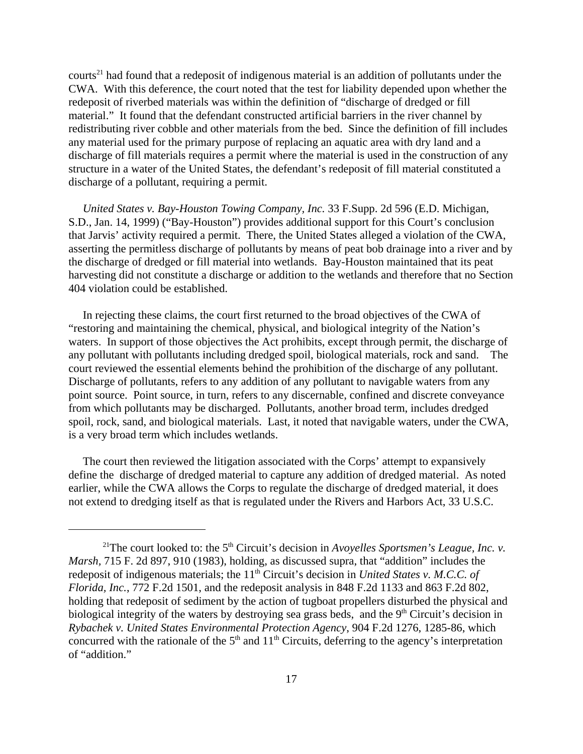courts[21] had found that a redeposit of indigenous material is an addition of pollutants under the CWA. With this deference, the court noted that the test for liability depended upon whether the redeposit of riverbed materials was within the definition of "discharge of dredged or fill material." It found that the defendant constructed artificial barriers in the river channel by redistributing river cobble and other materials from the bed. Since the definition of fill includes any material used for the primary purpose of replacing an aquatic area with dry land and a discharge of fill materials requires a permit where the material is used in the construction of any structure in a water of the United States, the defendant's redeposit of fill material constituted a discharge of a pollutant, requiring a permit.

*United States v. Bay-Houston Towing Company, Inc.* 33 F.Supp. 2d 596 (E.D. Michigan, S.D., Jan. 14, 1999) ("Bay-Houston") provides additional support for this Court's conclusion that Jarvis' activity required a permit. There, the United States alleged a violation of the CWA, asserting the permitless discharge of pollutants by means of peat bob drainage into a river and by the discharge of dredged or fill material into wetlands. Bay-Houston maintained that its peat harvesting did not constitute a discharge or addition to the wetlands and therefore that no Section 404 violation could be established.

In rejecting these claims, the court first returned to the broad objectives of the CWA of "restoring and maintaining the chemical, physical, and biological integrity of the Nation's waters. In support of those objectives the Act prohibits, except through permit, the discharge of any pollutant with pollutants including dredged spoil, biological materials, rock and sand. The court reviewed the essential elements behind the prohibition of the discharge of any pollutant. Discharge of pollutants, refers to any addition of any pollutant to navigable waters from any point source. Point source, in turn, refers to any discernable, confined and discrete conveyance from which pollutants may be discharged. Pollutants, another broad term, includes dredged spoil, rock, sand, and biological materials. Last, it noted that navigable waters, under the CWA, is a very broad term which includes wetlands.

The court then reviewed the litigation associated with the Corps' attempt to expansively define the discharge of dredged material to capture any addition of dredged material. As noted earlier, while the CWA allows the Corps to regulate the discharge of dredged material, it does not extend to dredging itself as that is regulated under the Rivers and Harbors Act, 33 U.S.C.

---

[21]The court looked to: the 5th Circuit's decision in *Avoyelles Sportsmen's League, Inc. v. Marsh*, 715 F. 2d 897, 910 (1983), holding, as discussed supra, that "addition" includes the redeposit of indigenous materials; the 11th Circuit's decision in *United States v. M.C.C. of Florida, Inc.*, 772 F.2d 1501, and the redeposit analysis in 848 F.2d 1133 and 863 F.2d 802, holding that redeposit of sediment by the action of tugboat propellers disturbed the physical and biological integrity of the waters by destroying sea grass beds, and the 9th Circuit's decision in *Rybachek v. United States Environmental Protection Agency*, 904 F.2d 1276, 1285-86, which concurred with the rationale of the 5th and 11th Circuits, deferring to the agency's interpretation of "addition."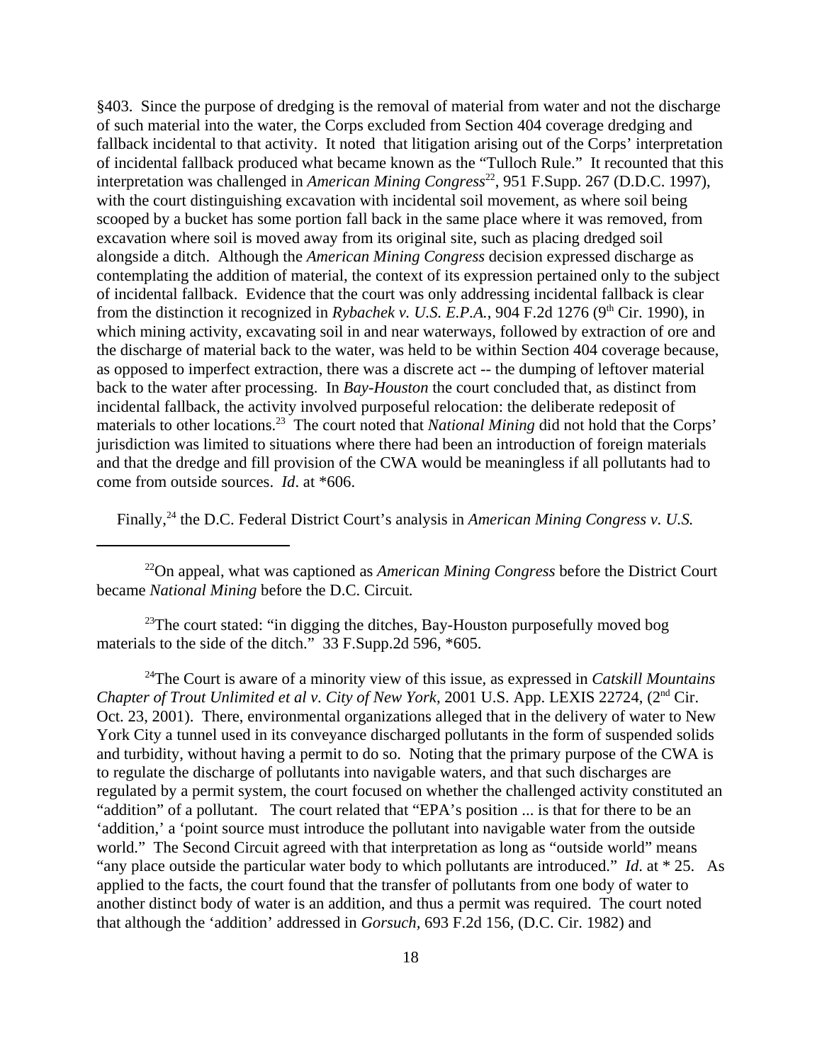§403. Since the purpose of dredging is the removal of material from water and not the discharge of such material into the water, the Corps excluded from Section 404 coverage dredging and fallback incidental to that activity. It noted that litigation arising out of the Corps' interpretation of incidental fallback produced what became known as the "Tulloch Rule." It recounted that this interpretation was challenged in *American Mining Congress*[22], 951 F.Supp. 267 (D.D.C. 1997), with the court distinguishing excavation with incidental soil movement, as where soil being scooped by a bucket has some portion fall back in the same place where it was removed, from excavation where soil is moved away from its original site, such as placing dredged soil alongside a ditch. Although the *American Mining Congress* decision expressed discharge as contemplating the addition of material, the context of its expression pertained only to the subject of incidental fallback. Evidence that the court was only addressing incidental fallback is clear from the distinction it recognized in *Rybachek v. U.S. E.P.A.*, 904 F.2d 1276 (9th Cir. 1990), in which mining activity, excavating soil in and near waterways, followed by extraction of ore and the discharge of material back to the water, was held to be within Section 404 coverage because, as opposed to imperfect extraction, there was a discrete act -- the dumping of leftover material back to the water after processing. In *Bay-Houston* the court concluded that, as distinct from incidental fallback, the activity involved purposeful relocation: the deliberate redeposit of materials to other locations.[23] The court noted that *National Mining* did not hold that the Corps' jurisdiction was limited to situations where there had been an introduction of foreign materials and that the dredge and fill provision of the CWA would be meaningless if all pollutants had to come from outside sources. *Id*. at *606.

Finally,[24] the D.C. Federal District Court's analysis in *American Mining Congress v. U.S.*

---

[22]On appeal, what was captioned as *American Mining Congress* before the District Court became *National Mining* before the D.C. Circuit.

[23]The court stated: "in digging the ditches, Bay-Houston purposefully moved bog materials to the side of the ditch." 33 F.Supp.2d 596, *605.

[24]The Court is aware of a minority view of this issue, as expressed in *Catskill Mountains Chapter of Trout Unlimited et al v. City of New York*, 2001 U.S. App. LEXIS 22724, (2nd Cir. Oct. 23, 2001). There, environmental organizations alleged that in the delivery of water to New York City a tunnel used in its conveyance discharged pollutants in the form of suspended solids and turbidity, without having a permit to do so. Noting that the primary purpose of the CWA is to regulate the discharge of pollutants into navigable waters, and that such discharges are regulated by a permit system, the court focused on whether the challenged activity constituted an "addition" of a pollutant. The court related that "EPA's position ... is that for there to be an 'addition,' a 'point source must introduce the pollutant into navigable water from the outside world." The Second Circuit agreed with that interpretation as long as "outside world" means "any place outside the particular water body to which pollutants are introduced." *Id*. at * 25. As applied to the facts, the court found that the transfer of pollutants from one body of water to another distinct body of water is an addition, and thus a permit was required. The court noted that although the 'addition' addressed in *Gorsuch*, 693 F.2d 156, (D.C. Cir. 1982) and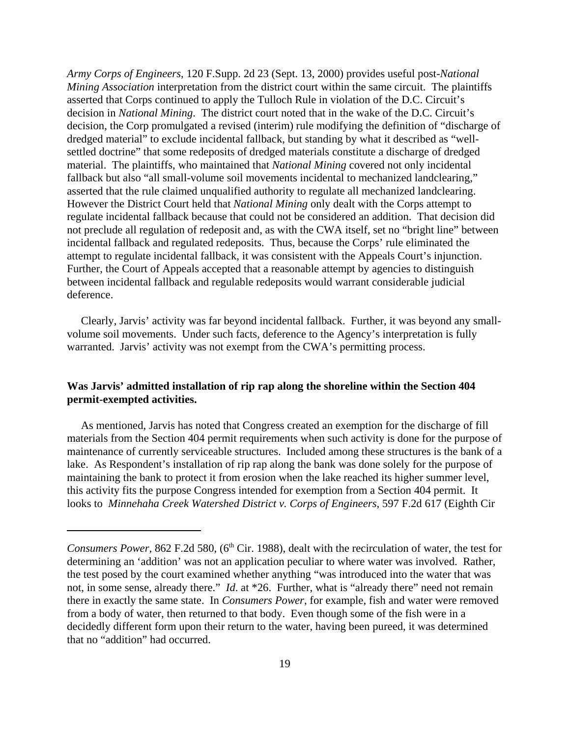*Army Corps of Engineers*, 120 F.Supp. 2d 23 (Sept. 13, 2000) provides useful post-*National Mining Association* interpretation from the district court within the same circuit. The plaintiffs asserted that Corps continued to apply the Tulloch Rule in violation of the D.C. Circuit's decision in *National Mining*. The district court noted that in the wake of the D.C. Circuit's decision, the Corp promulgated a revised (interim) rule modifying the definition of "discharge of dredged material" to exclude incidental fallback, but standing by what it described as "well-settled doctrine" that some redeposits of dredged materials constitute a discharge of dredged material. The plaintiffs, who maintained that *National Mining* covered not only incidental fallback but also "all small-volume soil movements incidental to mechanized landclearing," asserted that the rule claimed unqualified authority to regulate all mechanized landclearing. However the District Court held that *National Mining* only dealt with the Corps attempt to regulate incidental fallback because that could not be considered an addition. That decision did not preclude all regulation of redeposit and, as with the CWA itself, set no "bright line" between incidental fallback and regulated redeposits. Thus, because the Corps' rule eliminated the attempt to regulate incidental fallback, it was consistent with the Appeals Court's injunction. Further, the Court of Appeals accepted that a reasonable attempt by agencies to distinguish between incidental fallback and regulable redeposits would warrant considerable judicial deference.

Clearly, Jarvis' activity was far beyond incidental fallback. Further, it was beyond any small-volume soil movements. Under such facts, deference to the Agency's interpretation is fully warranted. Jarvis' activity was not exempt from the CWA's permitting process.

**Was Jarvis' admitted installation of rip rap along the shoreline within the Section 404 permit-exempted activities.**

As mentioned, Jarvis has noted that Congress created an exemption for the discharge of fill materials from the Section 404 permit requirements when such activity is done for the purpose of maintenance of currently serviceable structures. Included among these structures is the bank of a lake. As Respondent's installation of rip rap along the bank was done solely for the purpose of maintaining the bank to protect it from erosion when the lake reached its higher summer level, this activity fits the purpose Congress intended for exemption from a Section 404 permit. It looks to *Minnehaha Creek Watershed District v. Corps of Engineers*, 597 F.2d 617 (Eighth Cir

---

*Consumers Power*, 862 F.2d 580, (6th Cir. 1988), dealt with the recirculation of water, the test for determining an 'addition' was not an application peculiar to where water was involved. Rather, the test posed by the court examined whether anything "was introduced into the water that was not, in some sense, already there." *Id*. at *26. Further, what is "already there" need not remain there in exactly the same state. In *Consumers Power*, for example, fish and water were removed from a body of water, then returned to that body. Even though some of the fish were in a decidedly different form upon their return to the water, having been pureed, it was determined that no "addition" had occurred.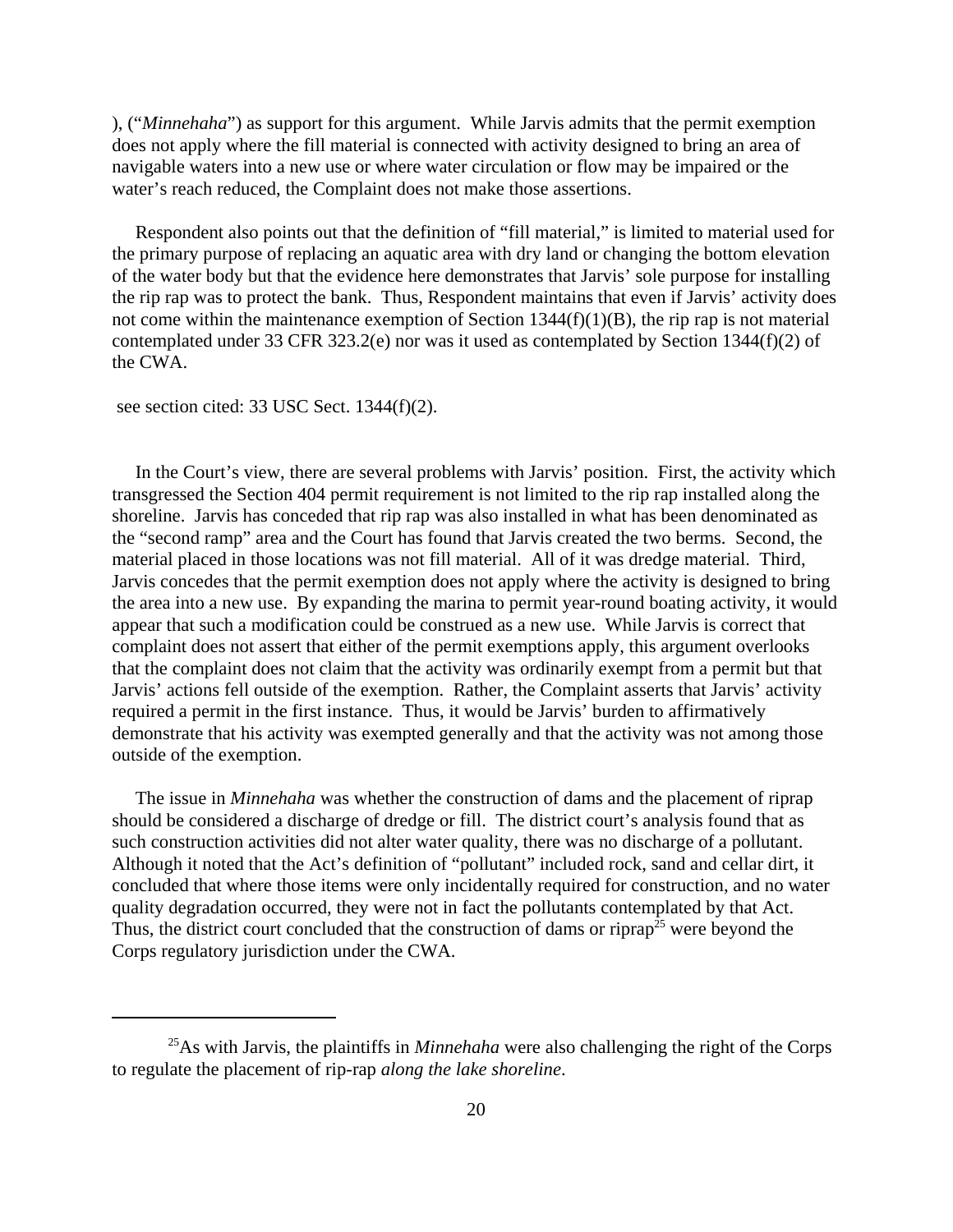), ("*Minnehaha*") as support for this argument. While Jarvis admits that the permit exemption does not apply where the fill material is connected with activity designed to bring an area of navigable waters into a new use or where water circulation or flow may be impaired or the water's reach reduced, the Complaint does not make those assertions.

Respondent also points out that the definition of "fill material," is limited to material used for the primary purpose of replacing an aquatic area with dry land or changing the bottom elevation of the water body but that the evidence here demonstrates that Jarvis' sole purpose for installing the rip rap was to protect the bank. Thus, Respondent maintains that even if Jarvis' activity does not come within the maintenance exemption of Section 1344(f)(1)(B), the rip rap is not material contemplated under 33 CFR 323.2(e) nor was it used as contemplated by Section 1344(f)(2) of the CWA.

see section cited: 33 USC Sect. 1344(f)(2).

In the Court's view, there are several problems with Jarvis' position. First, the activity which transgressed the Section 404 permit requirement is not limited to the rip rap installed along the shoreline. Jarvis has conceded that rip rap was also installed in what has been denominated as the "second ramp" area and the Court has found that Jarvis created the two berms. Second, the material placed in those locations was not fill material. All of it was dredge material. Third, Jarvis concedes that the permit exemption does not apply where the activity is designed to bring the area into a new use. By expanding the marina to permit year-round boating activity, it would appear that such a modification could be construed as a new use. While Jarvis is correct that complaint does not assert that either of the permit exemptions apply, this argument overlooks that the complaint does not claim that the activity was ordinarily exempt from a permit but that Jarvis' actions fell outside of the exemption. Rather, the Complaint asserts that Jarvis' activity required a permit in the first instance. Thus, it would be Jarvis' burden to affirmatively demonstrate that his activity was exempted generally and that the activity was not among those outside of the exemption.

The issue in *Minnehaha* was whether the construction of dams and the placement of riprap should be considered a discharge of dredge or fill. The district court's analysis found that as such construction activities did not alter water quality, there was no discharge of a pollutant. Although it noted that the Act's definition of "pollutant" included rock, sand and cellar dirt, it concluded that where those items were only incidentally required for construction, and no water quality degradation occurred, they were not in fact the pollutants contemplated by that Act. Thus, the district court concluded that the construction of dams or riprap[25] were beyond the Corps regulatory jurisdiction under the CWA.

---

[25]As with Jarvis, the plaintiffs in *Minnehaha* were also challenging the right of the Corps to regulate the placement of rip-rap *along the lake shoreline*.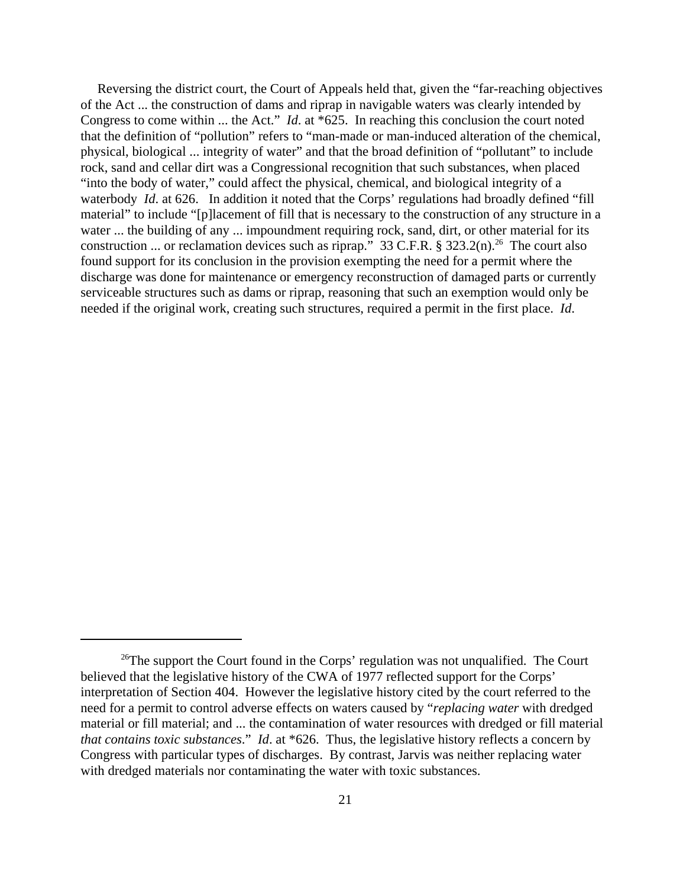Reversing the district court, the Court of Appeals held that, given the "far-reaching objectives of the Act ... the construction of dams and riprap in navigable waters was clearly intended by Congress to come within ... the Act." *Id.* at *625. In reaching this conclusion the court noted that the definition of "pollution" refers to "man-made or man-induced alteration of the chemical, physical, biological ... integrity of water" and that the broad definition of "pollutant" to include rock, sand and cellar dirt was a Congressional recognition that such substances, when placed "into the body of water," could affect the physical, chemical, and biological integrity of a waterbody *Id.* at 626. In addition it noted that the Corps' regulations had broadly defined "fill material" to include "[p]lacement of fill that is necessary to the construction of any structure in a water ... the building of any ... impoundment requiring rock, sand, dirt, or other material for its construction ... or reclamation devices such as riprap." 33 C.F.R. § 323.2(n).[26] The court also found support for its conclusion in the provision exempting the need for a permit where the discharge was done for maintenance or emergency reconstruction of damaged parts or currently serviceable structures such as dams or riprap, reasoning that such an exemption would only be needed if the original work, creating such structures, required a permit in the first place. *Id.*

---

[26]The support the Court found in the Corps' regulation was not unqualified. The Court believed that the legislative history of the CWA of 1977 reflected support for the Corps' interpretation of Section 404. However the legislative history cited by the court referred to the need for a permit to control adverse effects on waters caused by "*replacing water* with dredged material or fill material; and ... the contamination of water resources with dredged or fill material *that contains toxic substances*." *Id*. at *626. Thus, the legislative history reflects a concern by Congress with particular types of discharges. By contrast, Jarvis was neither replacing water with dredged materials nor contaminating the water with toxic substances.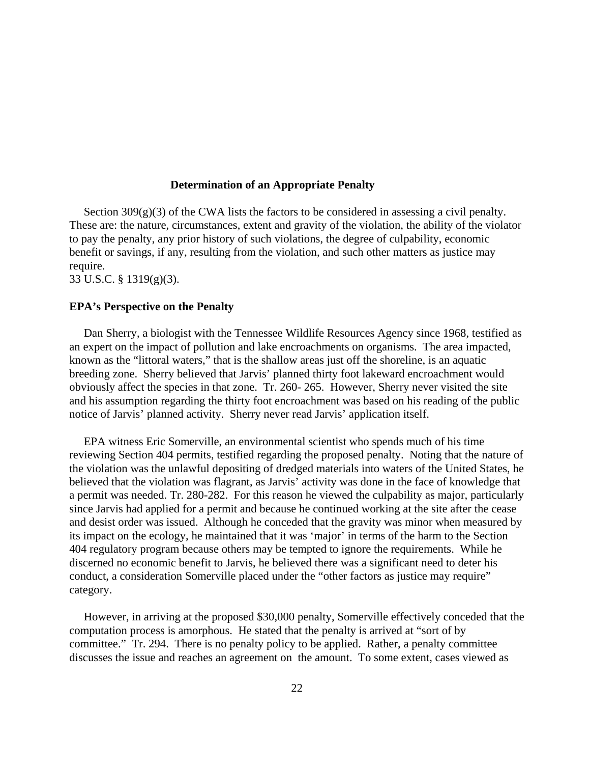## Determination of an Appropriate Penalty

Section 309(g)(3) of the CWA lists the factors to be considered in assessing a civil penalty. These are: the nature, circumstances, extent and gravity of the violation, the ability of the violator to pay the penalty, any prior history of such violations, the degree of culpability, economic benefit or savings, if any, resulting from the violation, and such other matters as justice may require.
33 U.S.C. § 1319(g)(3).

### EPA's Perspective on the Penalty

Dan Sherry, a biologist with the Tennessee Wildlife Resources Agency since 1968, testified as an expert on the impact of pollution and lake encroachments on organisms. The area impacted, known as the "littoral waters," that is the shallow areas just off the shoreline, is an aquatic breeding zone. Sherry believed that Jarvis' planned thirty foot lakeward encroachment would obviously affect the species in that zone. Tr. 260- 265. However, Sherry never visited the site and his assumption regarding the thirty foot encroachment was based on his reading of the public notice of Jarvis' planned activity. Sherry never read Jarvis' application itself.

EPA witness Eric Somerville, an environmental scientist who spends much of his time reviewing Section 404 permits, testified regarding the proposed penalty. Noting that the nature of the violation was the unlawful depositing of dredged materials into waters of the United States, he believed that the violation was flagrant, as Jarvis' activity was done in the face of knowledge that a permit was needed. Tr. 280-282. For this reason he viewed the culpability as major, particularly since Jarvis had applied for a permit and because he continued working at the site after the cease and desist order was issued. Although he conceded that the gravity was minor when measured by its impact on the ecology, he maintained that it was 'major' in terms of the harm to the Section 404 regulatory program because others may be tempted to ignore the requirements. While he discerned no economic benefit to Jarvis, he believed there was a significant need to deter his conduct, a consideration Somerville placed under the "other factors as justice may require" category.

However, in arriving at the proposed $30,000 penalty, Somerville effectively conceded that the computation process is amorphous. He stated that the penalty is arrived at "sort of by committee." Tr. 294. There is no penalty policy to be applied. Rather, a penalty committee discusses the issue and reaches an agreement on the amount. To some extent, cases viewed as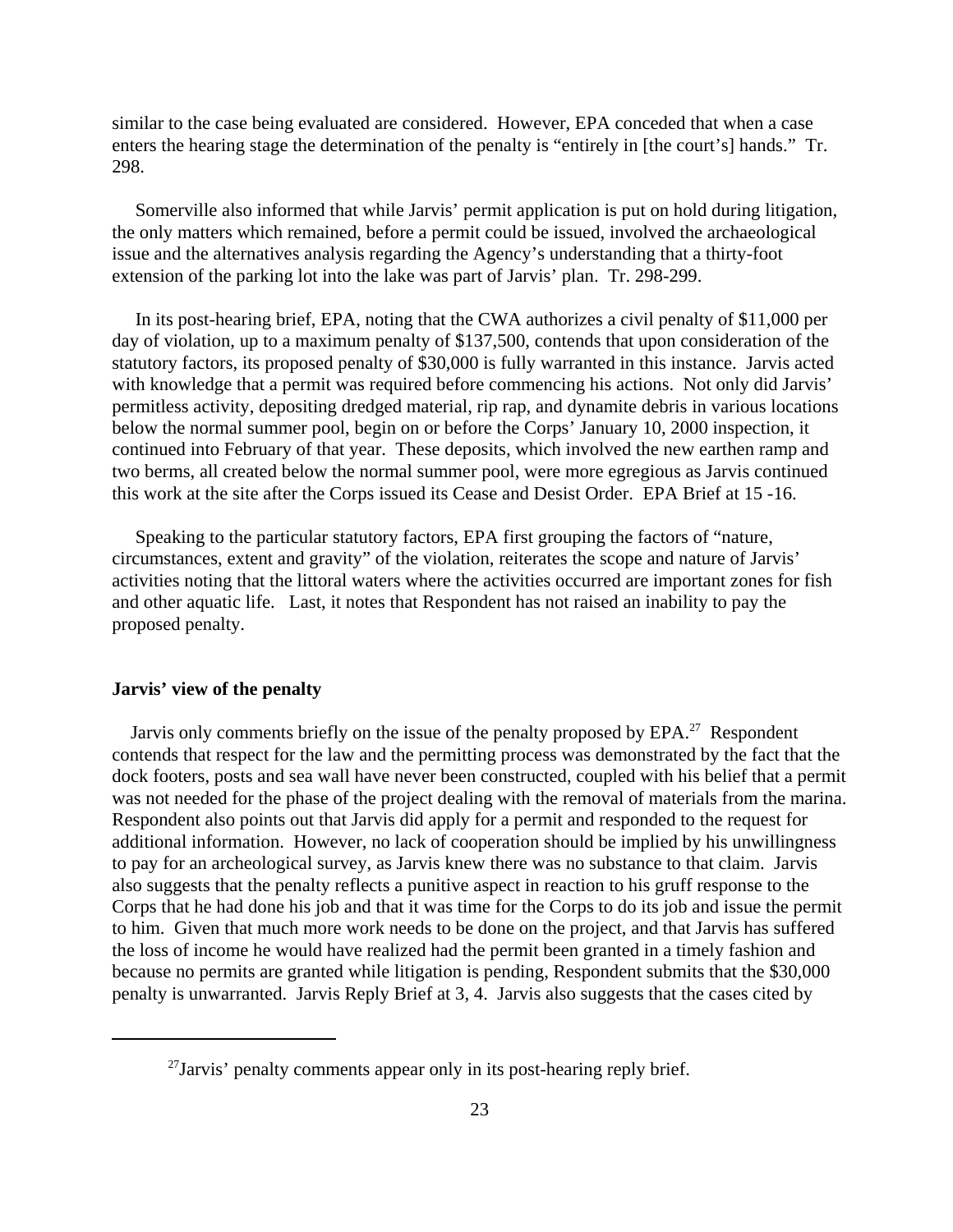similar to the case being evaluated are considered. However, EPA conceded that when a case enters the hearing stage the determination of the penalty is "entirely in [the court's] hands." Tr. 298.

Somerville also informed that while Jarvis' permit application is put on hold during litigation, the only matters which remained, before a permit could be issued, involved the archaeological issue and the alternatives analysis regarding the Agency's understanding that a thirty-foot extension of the parking lot into the lake was part of Jarvis' plan. Tr. 298-299.

In its post-hearing brief, EPA, noting that the CWA authorizes a civil penalty of $11,000 per day of violation, up to a maximum penalty of $137,500, contends that upon consideration of the statutory factors, its proposed penalty of $30,000 is fully warranted in this instance. Jarvis acted with knowledge that a permit was required before commencing his actions. Not only did Jarvis' permitless activity, depositing dredged material, rip rap, and dynamite debris in various locations below the normal summer pool, begin on or before the Corps' January 10, 2000 inspection, it continued into February of that year. These deposits, which involved the new earthen ramp and two berms, all created below the normal summer pool, were more egregious as Jarvis continued this work at the site after the Corps issued its Cease and Desist Order. EPA Brief at 15 -16.

Speaking to the particular statutory factors, EPA first grouping the factors of "nature, circumstances, extent and gravity" of the violation, reiterates the scope and nature of Jarvis' activities noting that the littoral waters where the activities occurred are important zones for fish and other aquatic life. Last, it notes that Respondent has not raised an inability to pay the proposed penalty.

**Jarvis' view of the penalty**

Jarvis only comments briefly on the issue of the penalty proposed by EPA.[27] Respondent contends that respect for the law and the permitting process was demonstrated by the fact that the dock footers, posts and sea wall have never been constructed, coupled with his belief that a permit was not needed for the phase of the project dealing with the removal of materials from the marina. Respondent also points out that Jarvis did apply for a permit and responded to the request for additional information. However, no lack of cooperation should be implied by his unwillingness to pay for an archeological survey, as Jarvis knew there was no substance to that claim. Jarvis also suggests that the penalty reflects a punitive aspect in reaction to his gruff response to the Corps that he had done his job and that it was time for the Corps to do its job and issue the permit to him. Given that much more work needs to be done on the project, and that Jarvis has suffered the loss of income he would have realized had the permit been granted in a timely fashion and because no permits are granted while litigation is pending, Respondent submits that the $30,000 penalty is unwarranted. Jarvis Reply Brief at 3, 4. Jarvis also suggests that the cases cited by

[27]Jarvis' penalty comments appear only in its post-hearing reply brief.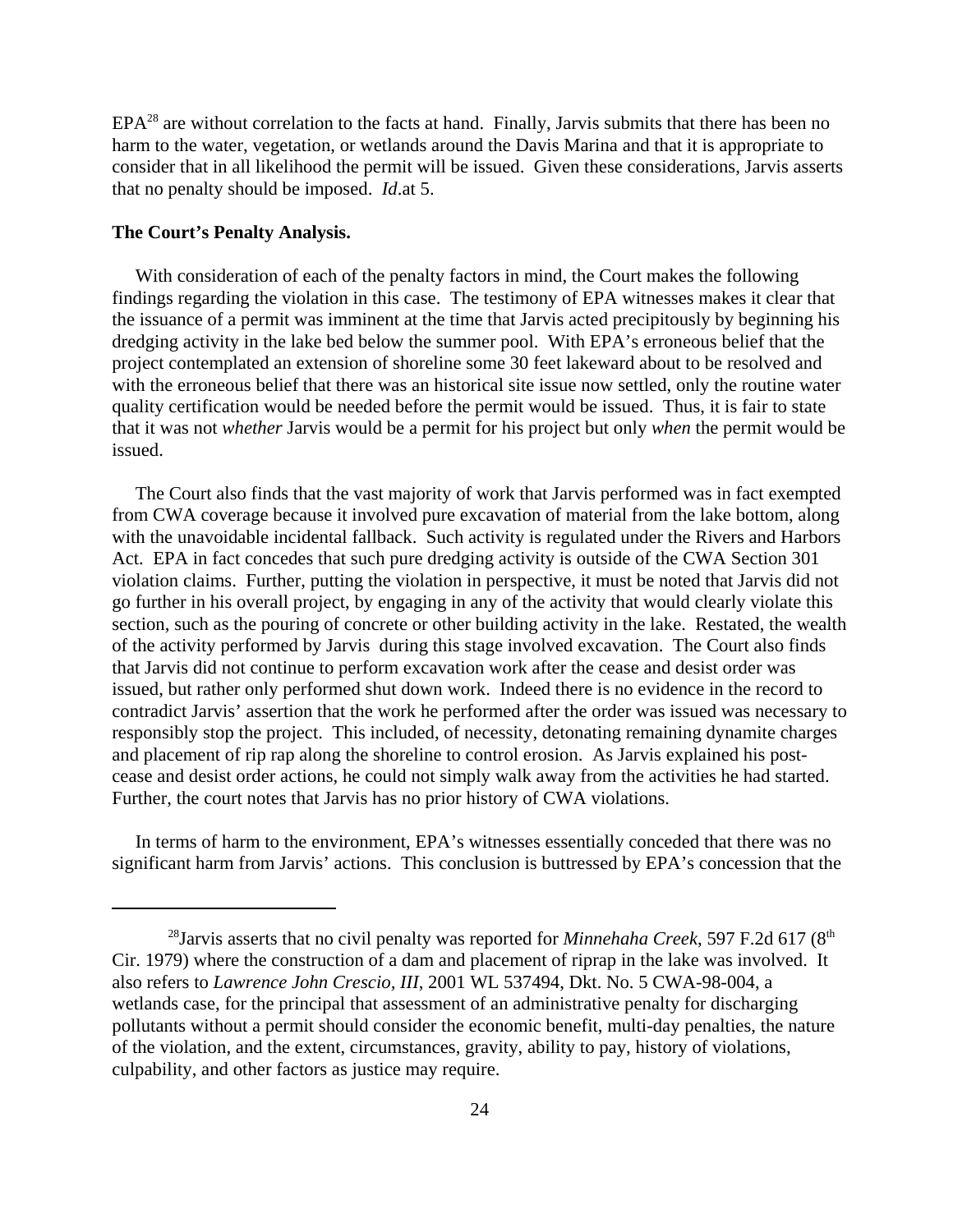EPA[28] are without correlation to the facts at hand. Finally, Jarvis submits that there has been no harm to the water, vegetation, or wetlands around the Davis Marina and that it is appropriate to consider that in all likelihood the permit will be issued. Given these considerations, Jarvis asserts that no penalty should be imposed. *Id*.at 5.

**The Court's Penalty Analysis.**

With consideration of each of the penalty factors in mind, the Court makes the following findings regarding the violation in this case. The testimony of EPA witnesses makes it clear that the issuance of a permit was imminent at the time that Jarvis acted precipitously by beginning his dredging activity in the lake bed below the summer pool. With EPA's erroneous belief that the project contemplated an extension of shoreline some 30 feet lakeward about to be resolved and with the erroneous belief that there was an historical site issue now settled, only the routine water quality certification would be needed before the permit would be issued. Thus, it is fair to state that it was not *whether* Jarvis would be a permit for his project but only *when* the permit would be issued.

The Court also finds that the vast majority of work that Jarvis performed was in fact exempted from CWA coverage because it involved pure excavation of material from the lake bottom, along with the unavoidable incidental fallback. Such activity is regulated under the Rivers and Harbors Act. EPA in fact concedes that such pure dredging activity is outside of the CWA Section 301 violation claims. Further, putting the violation in perspective, it must be noted that Jarvis did not go further in his overall project, by engaging in any of the activity that would clearly violate this section, such as the pouring of concrete or other building activity in the lake. Restated, the wealth of the activity performed by Jarvis during this stage involved excavation. The Court also finds that Jarvis did not continue to perform excavation work after the cease and desist order was issued, but rather only performed shut down work. Indeed there is no evidence in the record to contradict Jarvis' assertion that the work he performed after the order was issued was necessary to responsibly stop the project. This included, of necessity, detonating remaining dynamite charges and placement of rip rap along the shoreline to control erosion. As Jarvis explained his post-cease and desist order actions, he could not simply walk away from the activities he had started. Further, the court notes that Jarvis has no prior history of CWA violations.

In terms of harm to the environment, EPA's witnesses essentially conceded that there was no significant harm from Jarvis' actions. This conclusion is buttressed by EPA's concession that the

---

[28] Jarvis asserts that no civil penalty was reported for *Minnehaha Creek*, 597 F.2d 617 (8th Cir. 1979) where the construction of a dam and placement of riprap in the lake was involved. It also refers to *Lawrence John Crescio, III*, 2001 WL 537494, Dkt. No. 5 CWA-98-004, a wetlands case, for the principal that assessment of an administrative penalty for discharging pollutants without a permit should consider the economic benefit, multi-day penalties, the nature of the violation, and the extent, circumstances, gravity, ability to pay, history of violations, culpability, and other factors as justice may require.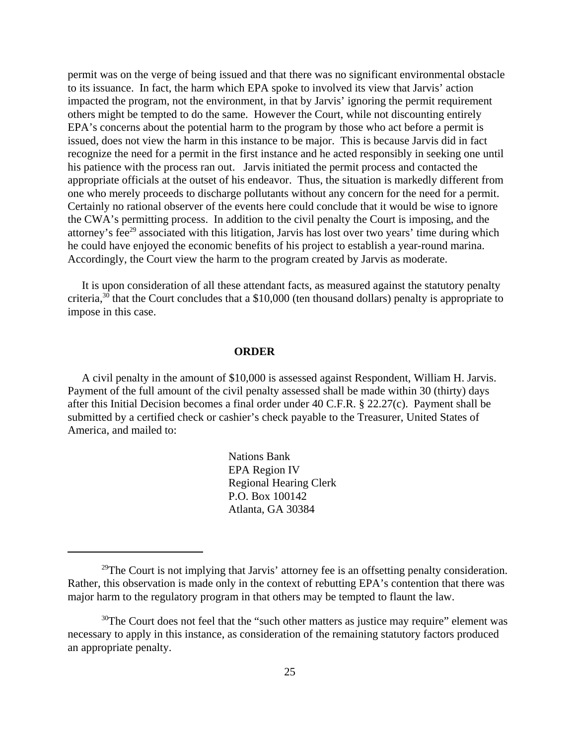permit was on the verge of being issued and that there was no significant environmental obstacle to its issuance. In fact, the harm which EPA spoke to involved its view that Jarvis' action impacted the program, not the environment, in that by Jarvis' ignoring the permit requirement others might be tempted to do the same. However the Court, while not discounting entirely EPA's concerns about the potential harm to the program by those who act before a permit is issued, does not view the harm in this instance to be major. This is because Jarvis did in fact recognize the need for a permit in the first instance and he acted responsibly in seeking one until his patience with the process ran out. Jarvis initiated the permit process and contacted the appropriate officials at the outset of his endeavor. Thus, the situation is markedly different from one who merely proceeds to discharge pollutants without any concern for the need for a permit. Certainly no rational observer of the events here could conclude that it would be wise to ignore the CWA's permitting process. In addition to the civil penalty the Court is imposing, and the attorney's fee[29] associated with this litigation, Jarvis has lost over two years' time during which he could have enjoyed the economic benefits of his project to establish a year-round marina. Accordingly, the Court view the harm to the program created by Jarvis as moderate.

It is upon consideration of all these attendant facts, as measured against the statutory penalty criteria,[30] that the Court concludes that a $10,000 (ten thousand dollars) penalty is appropriate to impose in this case.

**ORDER**

A civil penalty in the amount of $10,000 is assessed against Respondent, William H. Jarvis. Payment of the full amount of the civil penalty assessed shall be made within 30 (thirty) days after this Initial Decision becomes a final order under 40 C.F.R. § 22.27(c). Payment shall be submitted by a certified check or cashier's check payable to the Treasurer, United States of America, and mailed to:

Nations Bank
EPA Region IV
Regional Hearing Clerk
P.O. Box 100142
Atlanta, GA 30384

---

[29]The Court is not implying that Jarvis' attorney fee is an offsetting penalty consideration. Rather, this observation is made only in the context of rebutting EPA's contention that there was major harm to the regulatory program in that others may be tempted to flaunt the law.

[30]The Court does not feel that the "such other matters as justice may require" element was necessary to apply in this instance, as consideration of the remaining statutory factors produced an appropriate penalty.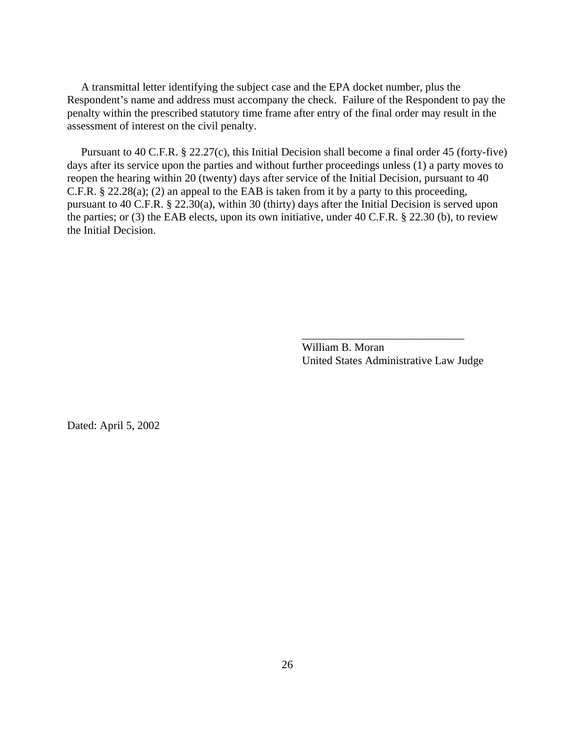A transmittal letter identifying the subject case and the EPA docket number, plus the Respondent's name and address must accompany the check. Failure of the Respondent to pay the penalty within the prescribed statutory time frame after entry of the final order may result in the assessment of interest on the civil penalty.

Pursuant to 40 C.F.R. § 22.27(c), this Initial Decision shall become a final order 45 (forty-five) days after its service upon the parties and without further proceedings unless (1) a party moves to reopen the hearing within 20 (twenty) days after service of the Initial Decision, pursuant to 40 C.F.R. § 22.28(a); (2) an appeal to the EAB is taken from it by a party to this proceeding, pursuant to 40 C.F.R. § 22.30(a), within 30 (thirty) days after the Initial Decision is served upon the parties; or (3) the EAB elects, upon its own initiative, under 40 C.F.R. § 22.30 (b), to review the Initial Decision.

\_\_\_\_\_\_\_\_\_\_\_\_\_\_\_\_\_\_\_\_\_\_\_\_\_\_\_\_\_\_

William B. Moran
United States Administrative Law Judge

Dated: April 5, 2002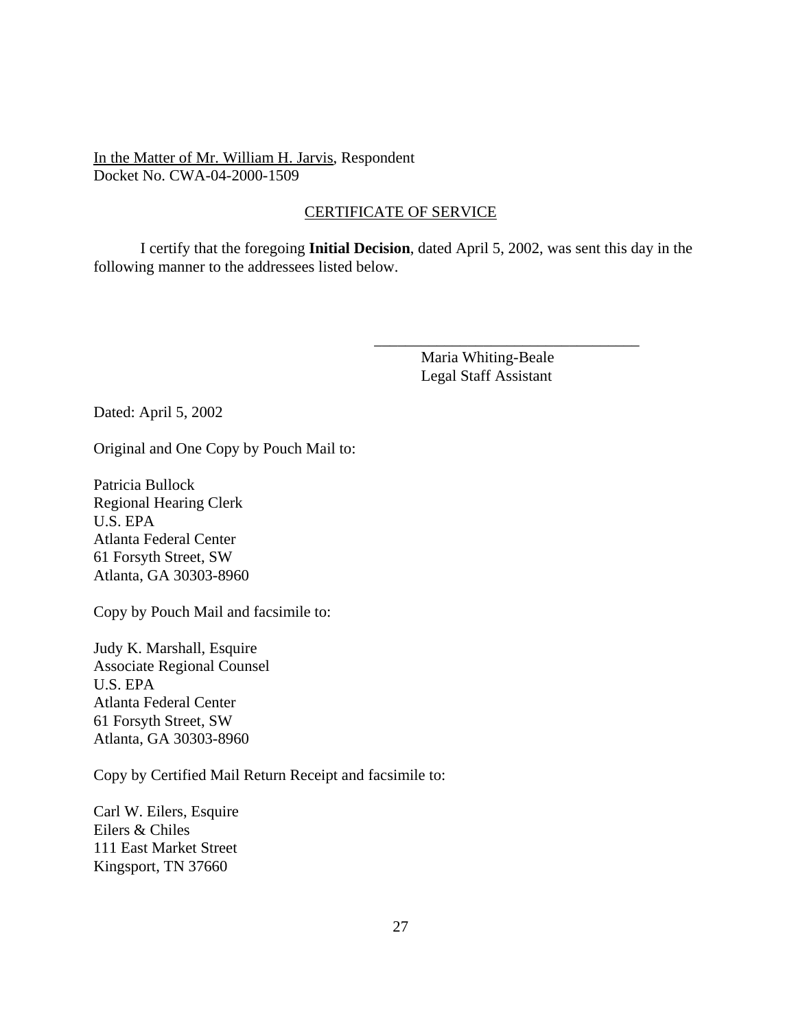In the Matter of Mr. William H. Jarvis, Respondent
Docket No. CWA-04-2000-1509

## CERTIFICATE OF SERVICE

I certify that the foregoing **Initial Decision**, dated April 5, 2002, was sent this day in the following manner to the addressees listed below.

\_\_\_\_\_\_\_\_\_\_\_\_\_\_\_\_\_\_\_\_\_\_\_\_\_\_\_\_\_\_\_\_\_\_\_
Maria Whiting-Beale
Legal Staff Assistant

Dated: April 5, 2002

Original and One Copy by Pouch Mail to:

Patricia Bullock
Regional Hearing Clerk
U.S. EPA
Atlanta Federal Center
61 Forsyth Street, SW
Atlanta, GA 30303-8960

Copy by Pouch Mail and facsimile to:

Judy K. Marshall, Esquire
Associate Regional Counsel
U.S. EPA
Atlanta Federal Center
61 Forsyth Street, SW
Atlanta, GA 30303-8960

Copy by Certified Mail Return Receipt and facsimile to:

Carl W. Eilers, Esquire
Eilers & Chiles
111 East Market Street
Kingsport, TN 37660